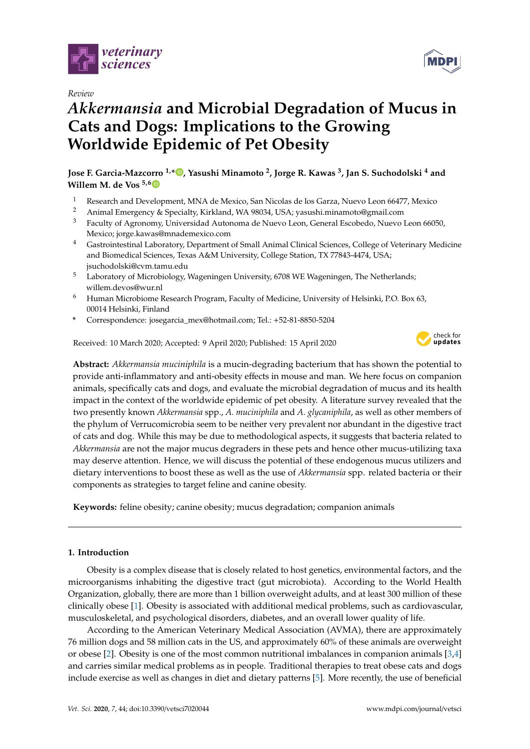*Review*

# *Akkermansia* and Microbial Degradation of Mucus in Cats and Dogs: Implications to the Growing Worldwide Epidemic of Pet Obesity

**Jose F. Garcia-Mazcorro [1,*], Yasushi Minamoto [2], Jorge R. Kawas [3], Jan S. Suchodolski [4] and Willem M. de Vos [5,6]**

1. Research and Development, MNA de Mexico, San Nicolas de los Garza, Nuevo Leon 66477, Mexico
2. Animal Emergency & Specialty, Kirkland, WA 98034, USA; yasushi.minamoto@gmail.com
3. Faculty of Agronomy, Universidad Autonoma de Nuevo Leon, General Escobedo, Nuevo Leon 66050, Mexico; jorge.kawas@mnademexico.com
4. Gastrointestinal Laboratory, Department of Small Animal Clinical Sciences, College of Veterinary Medicine and Biomedical Sciences, Texas A&M University, College Station, TX 77843-4474, USA; jsuchodolski@cvm.tamu.edu
5. Laboratory of Microbiology, Wageningen University, 6708 WE Wageningen, The Netherlands; willem.devos@wur.nl
6. Human Microbiome Research Program, Faculty of Medicine, University of Helsinki, P.O. Box 63, 00014 Helsinki, Finland

\* Correspondence: josegarcia_mex@hotmail.com; Tel.: +52-81-8850-5204

Received: 10 March 2020; Accepted: 9 April 2020; Published: 15 April 2020

**Abstract:** *Akkermansia muciniphila* is a mucin-degrading bacterium that has shown the potential to provide anti-inflammatory and anti-obesity effects in mouse and man. We here focus on companion animals, specifically cats and dogs, and evaluate the microbial degradation of mucus and its health impact in the context of the worldwide epidemic of pet obesity. A literature survey revealed that the two presently known *Akkermansia* spp., *A. muciniphila* and *A. glycaniphila*, as well as other members of the phylum of Verrucomicrobia seem to be neither very prevalent nor abundant in the digestive tract of cats and dog. While this may be due to methodological aspects, it suggests that bacteria related to *Akkermansia* are not the major mucus degraders in these pets and hence other mucus-utilizing taxa may deserve attention. Hence, we will discuss the potential of these endogenous mucus utilizers and dietary interventions to boost these as well as the use of *Akkermansia* spp. related bacteria or their components as strategies to target feline and canine obesity.

**Keywords:** feline obesity; canine obesity; mucus degradation; companion animals

## 1. Introduction

Obesity is a complex disease that is closely related to host genetics, environmental factors, and the microorganisms inhabiting the digestive tract (gut microbiota). According to the World Health Organization, globally, there are more than 1 billion overweight adults, and at least 300 million of these clinically obese [1]. Obesity is associated with additional medical problems, such as cardiovascular, musculoskeletal, and psychological disorders, diabetes, and an overall lower quality of life.

According to the American Veterinary Medical Association (AVMA), there are approximately 76 million dogs and 58 million cats in the US, and approximately 60% of these animals are overweight or obese [2]. Obesity is one of the most common nutritional imbalances in companion animals [3,4] and carries similar medical problems as in people. Traditional therapies to treat obese cats and dogs include exercise as well as changes in diet and dietary patterns [5]. More recently, the use of beneficial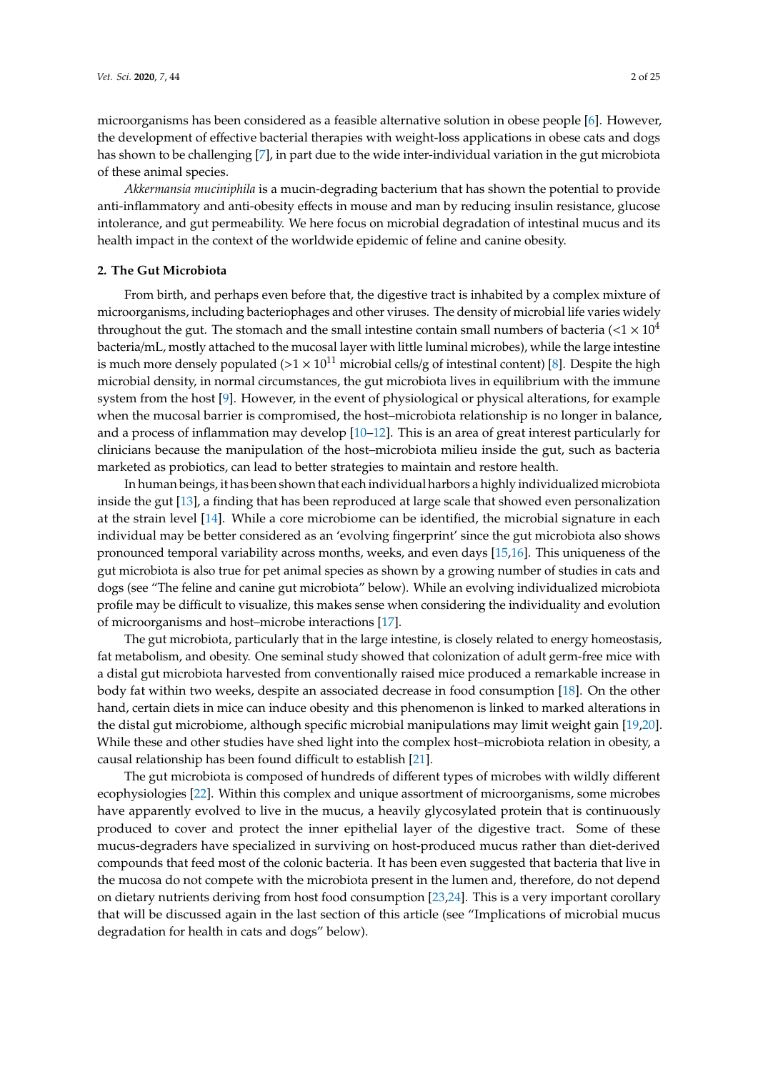microorganisms has been considered as a feasible alternative solution in obese people [6]. However, the development of effective bacterial therapies with weight-loss applications in obese cats and dogs has shown to be challenging [7], in part due to the wide inter-individual variation in the gut microbiota of these animal species.

*Akkermansia muciniphila* is a mucin-degrading bacterium that has shown the potential to provide anti-inflammatory and anti-obesity effects in mouse and man by reducing insulin resistance, glucose intolerance, and gut permeability. We here focus on microbial degradation of intestinal mucus and its health impact in the context of the worldwide epidemic of feline and canine obesity.

## 2. The Gut Microbiota

From birth, and perhaps even before that, the digestive tract is inhabited by a complex mixture of microorganisms, including bacteriophages and other viruses. The density of microbial life varies widely throughout the gut. The stomach and the small intestine contain small numbers of bacteria ($<1 \times 10^4$ bacteria/mL, mostly attached to the mucosal layer with little luminal microbes), while the large intestine is much more densely populated ($>1 \times 10^{11}$ microbial cells/g of intestinal content) [8]. Despite the high microbial density, in normal circumstances, the gut microbiota lives in equilibrium with the immune system from the host [9]. However, in the event of physiological or physical alterations, for example when the mucosal barrier is compromised, the host–microbiota relationship is no longer in balance, and a process of inflammation may develop [10–12]. This is an area of great interest particularly for clinicians because the manipulation of the host–microbiota milieu inside the gut, such as bacteria marketed as probiotics, can lead to better strategies to maintain and restore health.

In human beings, it has been shown that each individual harbors a highly individualized microbiota inside the gut [13], a finding that has been reproduced at large scale that showed even personalization at the strain level [14]. While a core microbiome can be identified, the microbial signature in each individual may be better considered as an 'evolving fingerprint' since the gut microbiota also shows pronounced temporal variability across months, weeks, and even days [15,16]. This uniqueness of the gut microbiota is also true for pet animal species as shown by a growing number of studies in cats and dogs (see "The feline and canine gut microbiota" below). While an evolving individualized microbiota profile may be difficult to visualize, this makes sense when considering the individuality and evolution of microorganisms and host–microbe interactions [17].

The gut microbiota, particularly that in the large intestine, is closely related to energy homeostasis, fat metabolism, and obesity. One seminal study showed that colonization of adult germ-free mice with a distal gut microbiota harvested from conventionally raised mice produced a remarkable increase in body fat within two weeks, despite an associated decrease in food consumption [18]. On the other hand, certain diets in mice can induce obesity and this phenomenon is linked to marked alterations in the distal gut microbiome, although specific microbial manipulations may limit weight gain [19,20]. While these and other studies have shed light into the complex host–microbiota relation in obesity, a causal relationship has been found difficult to establish [21].

The gut microbiota is composed of hundreds of different types of microbes with wildly different ecophysiologies [22]. Within this complex and unique assortment of microorganisms, some microbes have apparently evolved to live in the mucus, a heavily glycosylated protein that is continuously produced to cover and protect the inner epithelial layer of the digestive tract. Some of these mucus-degraders have specialized in surviving on host-produced mucus rather than diet-derived compounds that feed most of the colonic bacteria. It has been even suggested that bacteria that live in the mucosa do not compete with the microbiota present in the lumen and, therefore, do not depend on dietary nutrients deriving from host food consumption [23,24]. This is a very important corollary that will be discussed again in the last section of this article (see "Implications of microbial mucus degradation for health in cats and dogs" below).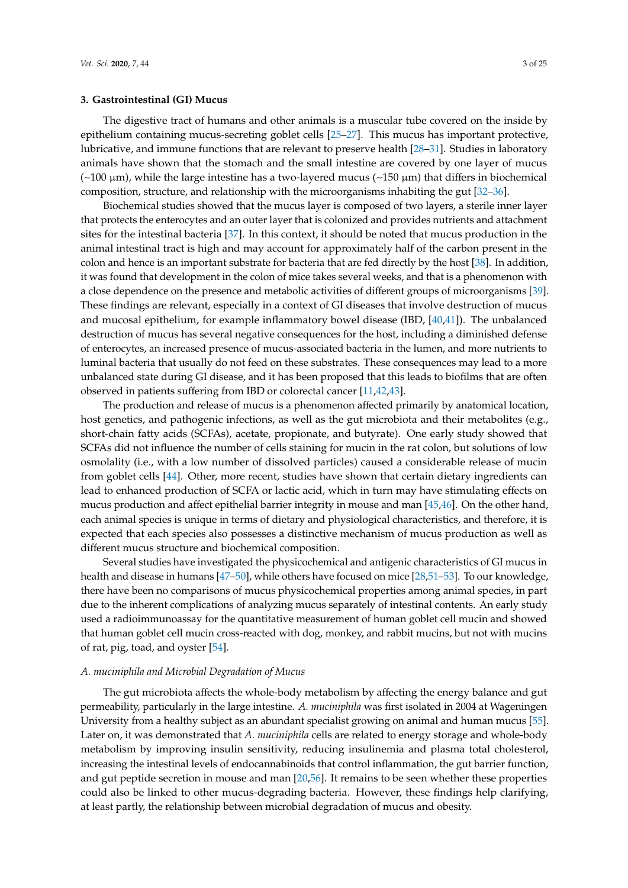## 3. Gastrointestinal (GI) Mucus

The digestive tract of humans and other animals is a muscular tube covered on the inside by epithelium containing mucus-secreting goblet cells [25–27]. This mucus has important protective, lubricative, and immune functions that are relevant to preserve health [28–31]. Studies in laboratory animals have shown that the stomach and the small intestine are covered by one layer of mucus (~100 μm), while the large intestine has a two-layered mucus (~150 μm) that differs in biochemical composition, structure, and relationship with the microorganisms inhabiting the gut [32–36].

Biochemical studies showed that the mucus layer is composed of two layers, a sterile inner layer that protects the enterocytes and an outer layer that is colonized and provides nutrients and attachment sites for the intestinal bacteria [37]. In this context, it should be noted that mucus production in the animal intestinal tract is high and may account for approximately half of the carbon present in the colon and hence is an important substrate for bacteria that are fed directly by the host [38]. In addition, it was found that development in the colon of mice takes several weeks, and that is a phenomenon with a close dependence on the presence and metabolic activities of different groups of microorganisms [39]. These findings are relevant, especially in a context of GI diseases that involve destruction of mucus and mucosal epithelium, for example inflammatory bowel disease (IBD, [40,41]). The unbalanced destruction of mucus has several negative consequences for the host, including a diminished defense of enterocytes, an increased presence of mucus-associated bacteria in the lumen, and more nutrients to luminal bacteria that usually do not feed on these substrates. These consequences may lead to a more unbalanced state during GI disease, and it has been proposed that this leads to biofilms that are often observed in patients suffering from IBD or colorectal cancer [11,42,43].

The production and release of mucus is a phenomenon affected primarily by anatomical location, host genetics, and pathogenic infections, as well as the gut microbiota and their metabolites (e.g., short-chain fatty acids (SCFAs), acetate, propionate, and butyrate). One early study showed that SCFAs did not influence the number of cells staining for mucin in the rat colon, but solutions of low osmolality (i.e., with a low number of dissolved particles) caused a considerable release of mucin from goblet cells [44]. Other, more recent, studies have shown that certain dietary ingredients can lead to enhanced production of SCFA or lactic acid, which in turn may have stimulating effects on mucus production and affect epithelial barrier integrity in mouse and man [45,46]. On the other hand, each animal species is unique in terms of dietary and physiological characteristics, and therefore, it is expected that each species also possesses a distinctive mechanism of mucus production as well as different mucus structure and biochemical composition.

Several studies have investigated the physicochemical and antigenic characteristics of GI mucus in health and disease in humans [47–50], while others have focused on mice [28,51–53]. To our knowledge, there have been no comparisons of mucus physicochemical properties among animal species, in part due to the inherent complications of analyzing mucus separately of intestinal contents. An early study used a radioimmunoassay for the quantitative measurement of human goblet cell mucin and showed that human goblet cell mucin cross-reacted with dog, monkey, and rabbit mucins, but not with mucins of rat, pig, toad, and oyster [54].

### *A. muciniphila* and Microbial Degradation of Mucus

The gut microbiota affects the whole-body metabolism by affecting the energy balance and gut permeability, particularly in the large intestine. *A. muciniphila* was first isolated in 2004 at Wageningen University from a healthy subject as an abundant specialist growing on animal and human mucus [55]. Later on, it was demonstrated that *A. muciniphila* cells are related to energy storage and whole-body metabolism by improving insulin sensitivity, reducing insulinemia and plasma total cholesterol, increasing the intestinal levels of endocannabinoids that control inflammation, the gut barrier function, and gut peptide secretion in mouse and man [20,56]. It remains to be seen whether these properties could also be linked to other mucus-degrading bacteria. However, these findings help clarifying, at least partly, the relationship between microbial degradation of mucus and obesity.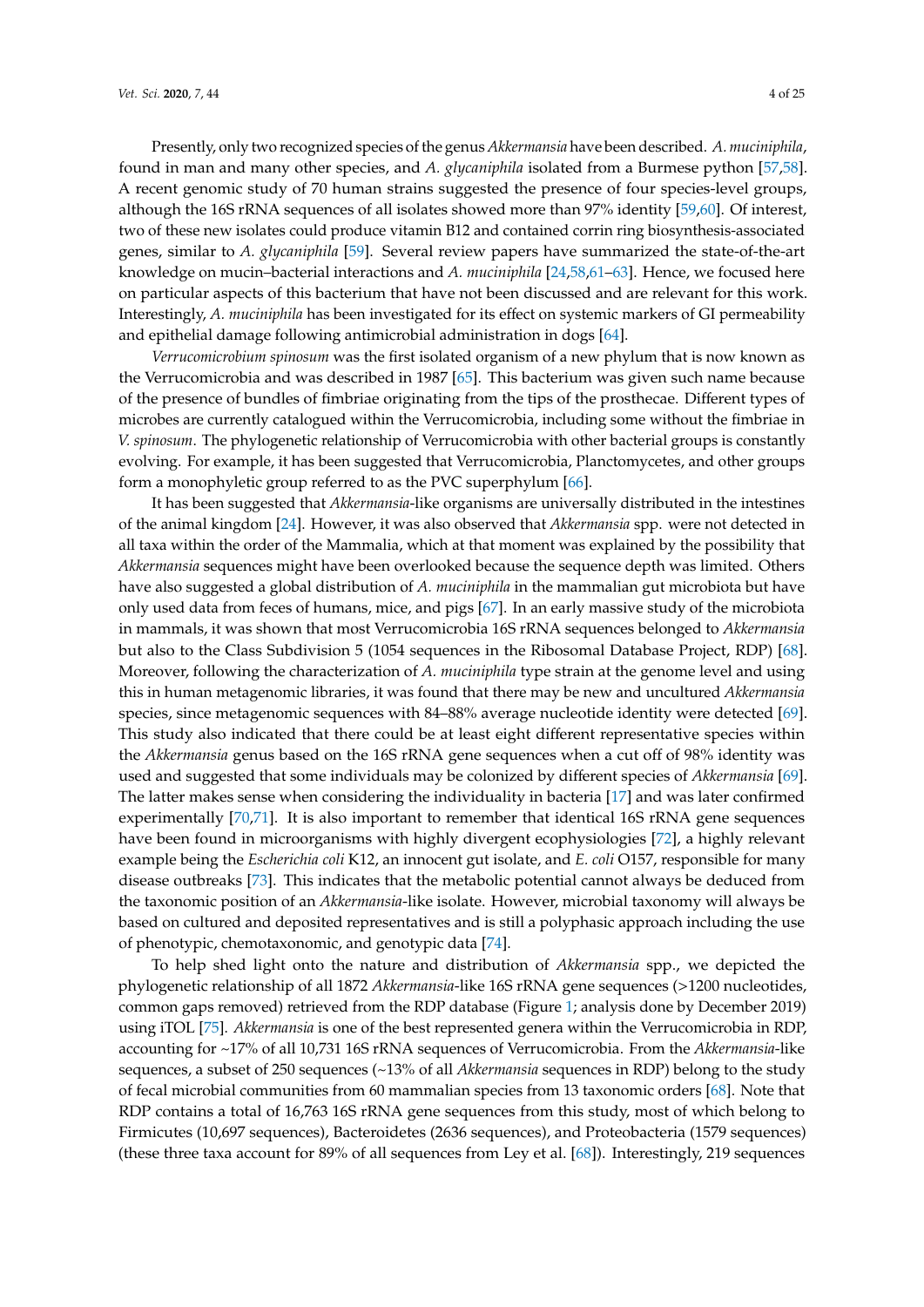Presently, only two recognized species of the genus *Akkermansia* have been described. *A. muciniphila*, found in man and many other species, and *A. glycaniphila* isolated from a Burmese python [57,58]. A recent genomic study of 70 human strains suggested the presence of four species-level groups, although the 16S rRNA sequences of all isolates showed more than 97% identity [59,60]. Of interest, two of these new isolates could produce vitamin B12 and contained corrin ring biosynthesis-associated genes, similar to *A. glycaniphila* [59]. Several review papers have summarized the state-of-the-art knowledge on mucin–bacterial interactions and *A. muciniphila* [24,58,61–63]. Hence, we focused here on particular aspects of this bacterium that have not been discussed and are relevant for this work. Interestingly, *A. muciniphila* has been investigated for its effect on systemic markers of GI permeability and epithelial damage following antimicrobial administration in dogs [64].

*Verrucomicrobium spinosum* was the first isolated organism of a new phylum that is now known as the Verrucomicrobia and was described in 1987 [65]. This bacterium was given such name because of the presence of bundles of fimbriae originating from the tips of the prosthecae. Different types of microbes are currently catalogued within the Verrucomicrobia, including some without the fimbriae in *V. spinosum*. The phylogenetic relationship of Verrucomicrobia with other bacterial groups is constantly evolving. For example, it has been suggested that Verrucomicrobia, Planctomycetes, and other groups form a monophyletic group referred to as the PVC superphylum [66].

It has been suggested that *Akkermansia*-like organisms are universally distributed in the intestines of the animal kingdom [24]. However, it was also observed that *Akkermansia* spp. were not detected in all taxa within the order of the Mammalia, which at that moment was explained by the possibility that *Akkermansia* sequences might have been overlooked because the sequence depth was limited. Others have also suggested a global distribution of *A. muciniphila* in the mammalian gut microbiota but have only used data from feces of humans, mice, and pigs [67]. In an early massive study of the microbiota in mammals, it was shown that most Verrucomicrobia 16S rRNA sequences belonged to *Akkermansia* but also to the Class Subdivision 5 (1054 sequences in the Ribosomal Database Project, RDP) [68]. Moreover, following the characterization of *A. muciniphila* type strain at the genome level and using this in human metagenomic libraries, it was found that there may be new and uncultured *Akkermansia* species, since metagenomic sequences with 84–88% average nucleotide identity were detected [69]. This study also indicated that there could be at least eight different representative species within the *Akkermansia* genus based on the 16S rRNA gene sequences when a cut off of 98% identity was used and suggested that some individuals may be colonized by different species of *Akkermansia* [69]. The latter makes sense when considering the individuality in bacteria [17] and was later confirmed experimentally [70,71]. It is also important to remember that identical 16S rRNA gene sequences have been found in microorganisms with highly divergent ecophysiologies [72], a highly relevant example being the *Escherichia coli* K12, an innocent gut isolate, and *E. coli* O157, responsible for many disease outbreaks [73]. This indicates that the metabolic potential cannot always be deduced from the taxonomic position of an *Akkermansia*-like isolate. However, microbial taxonomy will always be based on cultured and deposited representatives and is still a polyphasic approach including the use of phenotypic, chemotaxonomic, and genotypic data [74].

To help shed light onto the nature and distribution of *Akkermansia* spp., we depicted the phylogenetic relationship of all 1872 *Akkermansia*-like 16S rRNA gene sequences (>1200 nucleotides, common gaps removed) retrieved from the RDP database (Figure 1; analysis done by December 2019) using iTOL [75]. *Akkermansia* is one of the best represented genera within the Verrucomicrobia in RDP, accounting for ~17% of all 10,731 16S rRNA sequences of Verrucomicrobia. From the *Akkermansia*-like sequences, a subset of 250 sequences (~13% of all *Akkermansia* sequences in RDP) belong to the study of fecal microbial communities from 60 mammalian species from 13 taxonomic orders [68]. Note that RDP contains a total of 16,763 16S rRNA gene sequences from this study, most of which belong to Firmicutes (10,697 sequences), Bacteroidetes (2636 sequences), and Proteobacteria (1579 sequences) (these three taxa account for 89% of all sequences from Ley et al. [68]). Interestingly, 219 sequences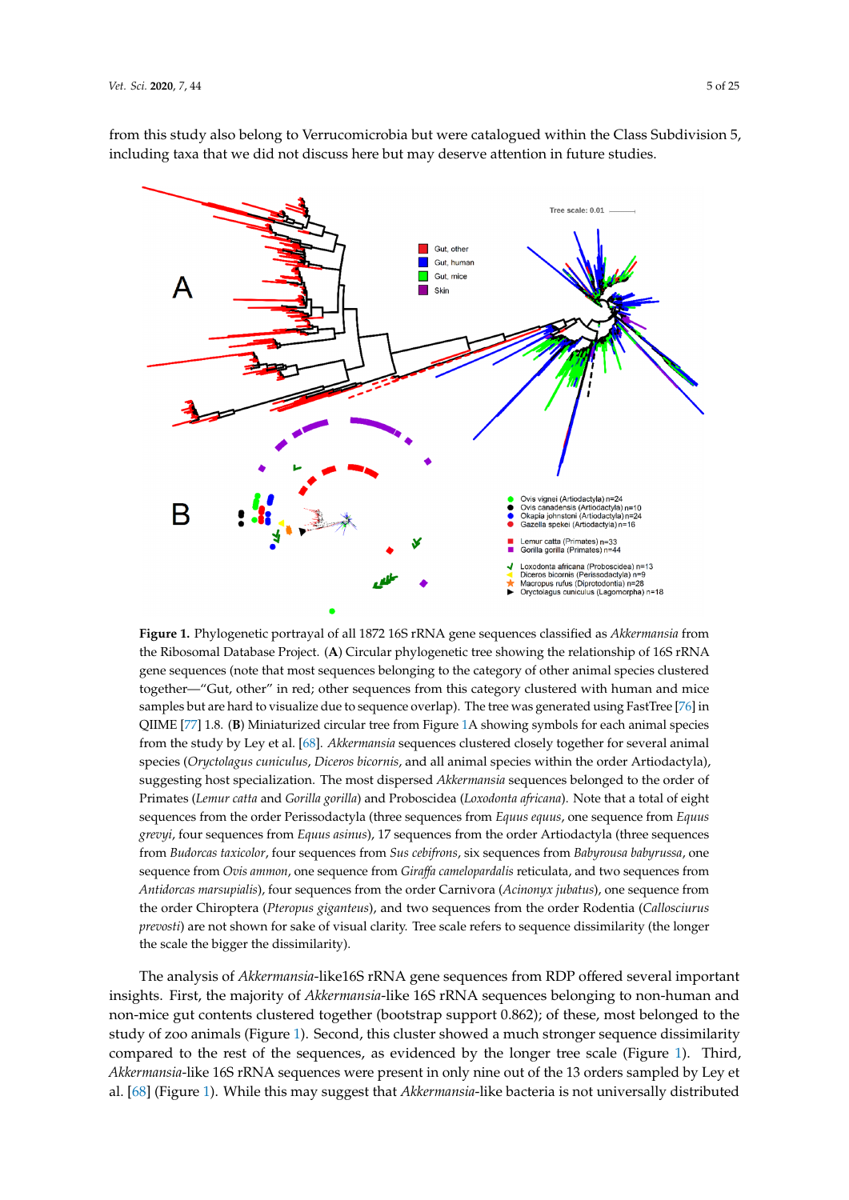from this study also belong to Verrucomicrobia but were catalogued within the Class Subdivision 5, including taxa that we did not discuss here but may deserve attention in future studies.

**Figure 1.** Phylogenetic portrayal of all 1872 16S rRNA gene sequences classified as *Akkermansia* from the Ribosomal Database Project. (**A**) Circular phylogenetic tree showing the relationship of 16S rRNA gene sequences (note that most sequences belonging to the category of other animal species clustered together—"Gut, other" in red; other sequences from this category clustered with human and mice samples but are hard to visualize due to sequence overlap). The tree was generated using FastTree [76] in QIIME [77] 1.8. (**B**) Miniaturized circular tree from Figure 1A showing symbols for each animal species from the study by Ley et al. [68]. *Akkermansia* sequences clustered closely together for several animal species (*Oryctolagus cuniculus*, *Diceros bicornis*, and all animal species within the order Artiodactyla), suggesting host specialization. The most dispersed *Akkermansia* sequences belonged to the order of Primates (*Lemur catta* and *Gorilla gorilla*) and Proboscidea (*Loxodonta africana*). Note that a total of eight sequences from the order Perissodactyla (three sequences from *Equus equus*, one sequence from *Equus grevyi*, four sequences from *Equus asinus*), 17 sequences from the order Artiodactyla (three sequences from *Budorcas taxicolor*, four sequences from *Sus cebifrons*, six sequences from *Babyrousa babyrussa*, one sequence from *Ovis ammon*, one sequence from *Giraffa camelopardalis* reticulata, and two sequences from *Antidorcas marsupialis*), four sequences from the order Carnivora (*Acinonyx jubatus*), one sequence from the order Chiroptera (*Pteropus giganteus*), and two sequences from the order Rodentia (*Callosciurus prevosti*) are not shown for sake of visual clarity. Tree scale refers to sequence dissimilarity (the longer the scale the bigger the dissimilarity).

The analysis of *Akkermansia*-like16S rRNA gene sequences from RDP offered several important insights. First, the majority of *Akkermansia*-like 16S rRNA sequences belonging to non-human and non-mice gut contents clustered together (bootstrap support 0.862); of these, most belonged to the study of zoo animals (Figure 1). Second, this cluster showed a much stronger sequence dissimilarity compared to the rest of the sequences, as evidenced by the longer tree scale (Figure 1). Third, *Akkermansia*-like 16S rRNA sequences were present in only nine out of the 13 orders sampled by Ley et al. [68] (Figure 1). While this may suggest that *Akkermansia*-like bacteria is not universally distributed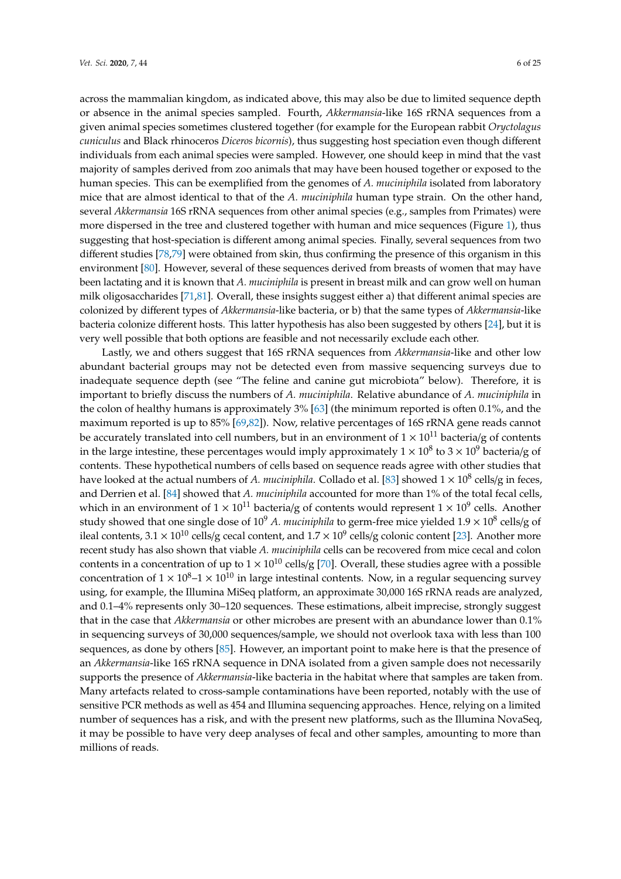across the mammalian kingdom, as indicated above, this may also be due to limited sequence depth or absence in the animal species sampled. Fourth, *Akkermansia*-like 16S rRNA sequences from a given animal species sometimes clustered together (for example for the European rabbit *Oryctolagus cuniculus* and Black rhinoceros *Diceros bicornis*), thus suggesting host speciation even though different individuals from each animal species were sampled. However, one should keep in mind that the vast majority of samples derived from zoo animals that may have been housed together or exposed to the human species. This can be exemplified from the genomes of *A. muciniphila* isolated from laboratory mice that are almost identical to that of the *A. muciniphila* human type strain. On the other hand, several *Akkermansia* 16S rRNA sequences from other animal species (e.g., samples from Primates) were more dispersed in the tree and clustered together with human and mice sequences (Figure 1), thus suggesting that host-speciation is different among animal species. Finally, several sequences from two different studies [78,79] were obtained from skin, thus confirming the presence of this organism in this environment [80]. However, several of these sequences derived from breasts of women that may have been lactating and it is known that *A. muciniphila* is present in breast milk and can grow well on human milk oligosaccharides [71,81]. Overall, these insights suggest either a) that different animal species are colonized by different types of *Akkermansia*-like bacteria, or b) that the same types of *Akkermansia*-like bacteria colonize different hosts. This latter hypothesis has also been suggested by others [24], but it is very well possible that both options are feasible and not necessarily exclude each other.

Lastly, we and others suggest that 16S rRNA sequences from *Akkermansia*-like and other low abundant bacterial groups may not be detected even from massive sequencing surveys due to inadequate sequence depth (see "The feline and canine gut microbiota" below). Therefore, it is important to briefly discuss the numbers of *A. muciniphila*. Relative abundance of *A. muciniphila* in the colon of healthy humans is approximately 3% [63] (the minimum reported is often 0.1%, and the maximum reported is up to 85% [69,82]). Now, relative percentages of 16S rRNA gene reads cannot be accurately translated into cell numbers, but in an environment of $1 \times 10^{11}$ bacteria/g of contents in the large intestine, these percentages would imply approximately $1 \times 10^{8}$ to $3 \times 10^{9}$ bacteria/g of contents. These hypothetical numbers of cells based on sequence reads agree with other studies that have looked at the actual numbers of *A. muciniphila*. Collado et al. [83] showed $1 \times 10^{8}$ cells/g in feces, and Derrien et al. [84] showed that *A. muciniphila* accounted for more than 1% of the total fecal cells, which in an environment of $1 \times 10^{11}$ bacteria/g of contents would represent $1 \times 10^{9}$ cells. Another study showed that one single dose of $10^{9}$ *A. muciniphila* to germ-free mice yielded $1.9 \times 10^{8}$ cells/g of ileal contents, $3.1 \times 10^{10}$ cells/g cecal content, and $1.7 \times 10^{9}$ cells/g colonic content [23]. Another more recent study has also shown that viable *A. muciniphila* cells can be recovered from mice cecal and colon contents in a concentration of up to $1 \times 10^{10}$ cells/g [70]. Overall, these studies agree with a possible concentration of $1 \times 10^{8}$–$1 \times 10^{10}$ in large intestinal contents. Now, in a regular sequencing survey using, for example, the Illumina MiSeq platform, an approximate 30,000 16S rRNA reads are analyzed, and 0.1–4% represents only 30–120 sequences. These estimations, albeit imprecise, strongly suggest that in the case that *Akkermansia* or other microbes are present with an abundance lower than 0.1% in sequencing surveys of 30,000 sequences/sample, we should not overlook taxa with less than 100 sequences, as done by others [85]. However, an important point to make here is that the presence of an *Akkermansia*-like 16S rRNA sequence in DNA isolated from a given sample does not necessarily supports the presence of *Akkermansia*-like bacteria in the habitat where that samples are taken from. Many artefacts related to cross-sample contaminations have been reported, notably with the use of sensitive PCR methods as well as 454 and Illumina sequencing approaches. Hence, relying on a limited number of sequences has a risk, and with the present new platforms, such as the Illumina NovaSeq, it may be possible to have very deep analyses of fecal and other samples, amounting to more than millions of reads.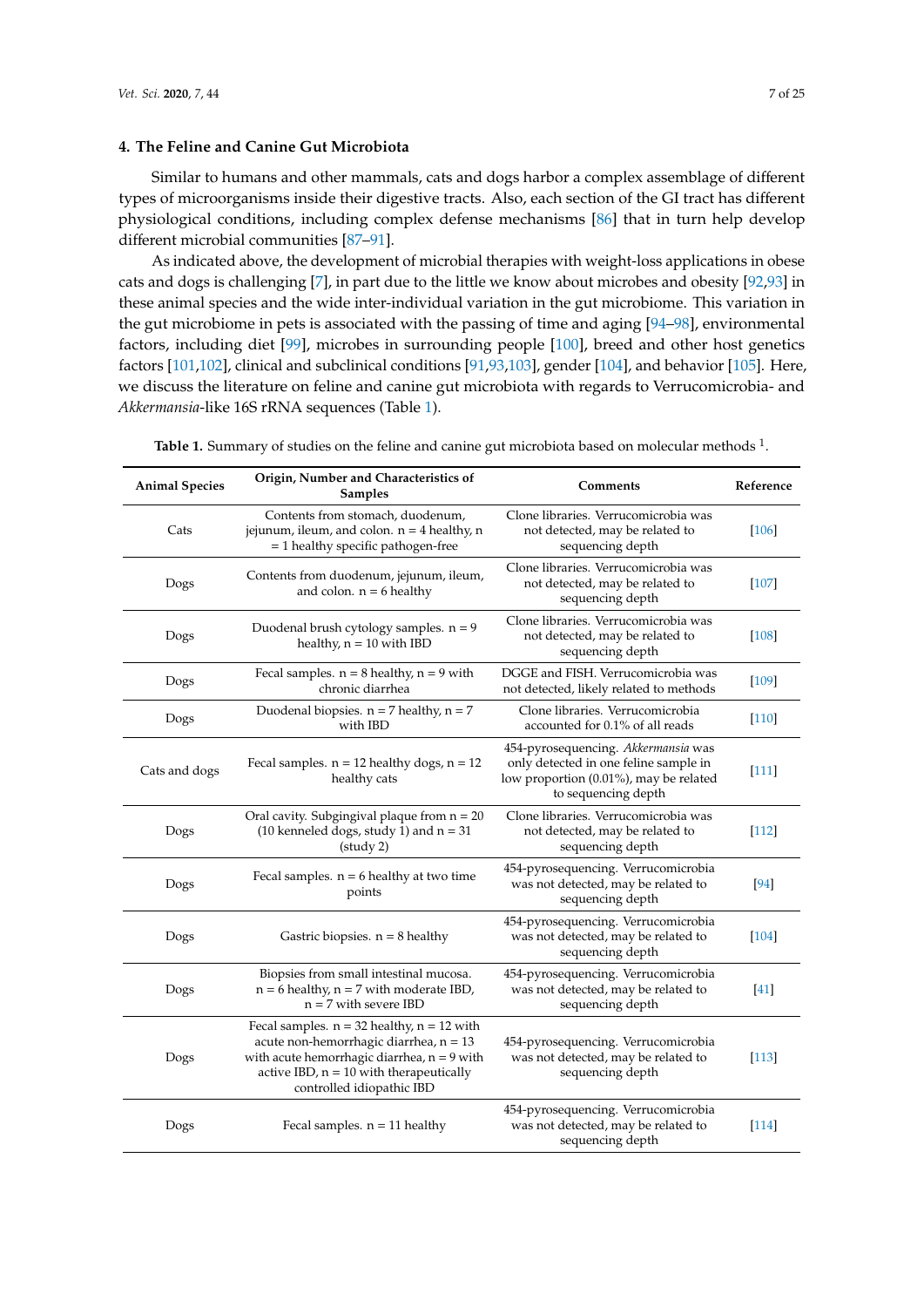## 4. The Feline and Canine Gut Microbiota

Similar to humans and other mammals, cats and dogs harbor a complex assemblage of different types of microorganisms inside their digestive tracts. Also, each section of the GI tract has different physiological conditions, including complex defense mechanisms [86] that in turn help develop different microbial communities [87–91].

As indicated above, the development of microbial therapies with weight-loss applications in obese cats and dogs is challenging [7], in part due to the little we know about microbes and obesity [92,93] in these animal species and the wide inter-individual variation in the gut microbiome. This variation in the gut microbiome in pets is associated with the passing of time and aging [94–98], environmental factors, including diet [99], microbes in surrounding people [100], breed and other host genetics factors [101,102], clinical and subclinical conditions [91,93,103], gender [104], and behavior [105]. Here, we discuss the literature on feline and canine gut microbiota with regards to Verrucomicrobia- and *Akkermansia*-like 16S rRNA sequences (Table 1).

**Table 1.** Summary of studies on the feline and canine gut microbiota based on molecular methods [1].

| Animal Species | Origin, Number and Characteristics of Samples | Comments | Reference |
|---|---|---|---|
| Cats | Contents from stomach, duodenum, jejunum, ileum, and colon. n = 4 healthy, n = 1 healthy specific pathogen-free | Clone libraries. Verrucomicrobia was not detected, may be related to sequencing depth | [106] |
| Dogs | Contents from duodenum, jejunum, ileum, and colon. n = 6 healthy | Clone libraries. Verrucomicrobia was not detected, may be related to sequencing depth | [107] |
| Dogs | Duodenal brush cytology samples. n = 9 healthy, n = 10 with IBD | Clone libraries. Verrucomicrobia was not detected, may be related to sequencing depth | [108] |
| Dogs | Fecal samples. n = 8 healthy, n = 9 with chronic diarrhea | DGGE and FISH. Verrucomicrobia was not detected, likely related to methods | [109] |
| Dogs | Duodenal biopsies. n = 7 healthy, n = 7 with IBD | Clone libraries. Verrucomicrobia accounted for 0.1% of all reads | [110] |
| Cats and dogs | Fecal samples. n = 12 healthy dogs, n = 12 healthy cats | 454-pyrosequencing. *Akkermansia* was only detected in one feline sample in low proportion (0.01%), may be related to sequencing depth | [111] |
| Dogs | Oral cavity. Subgingival plaque from n = 20 (10 kenneled dogs, study 1) and n = 31 (study 2) | Clone libraries. Verrucomicrobia was not detected, may be related to sequencing depth | [112] |
| Dogs | Fecal samples. n = 6 healthy at two time points | 454-pyrosequencing. Verrucomicrobia was not detected, may be related to sequencing depth | [94] |
| Dogs | Gastric biopsies. n = 8 healthy | 454-pyrosequencing. Verrucomicrobia was not detected, may be related to sequencing depth | [104] |
| Dogs | Biopsies from small intestinal mucosa. n = 6 healthy, n = 7 with moderate IBD, n = 7 with severe IBD | 454-pyrosequencing. Verrucomicrobia was not detected, may be related to sequencing depth | [41] |
| Dogs | Fecal samples. n = 32 healthy, n = 12 with acute non-hemorrhagic diarrhea, n = 13 with acute hemorrhagic diarrhea, n = 9 with active IBD, n = 10 with therapeutically controlled idiopathic IBD | 454-pyrosequencing. Verrucomicrobia was not detected, may be related to sequencing depth | [113] |
| Dogs | Fecal samples. n = 11 healthy | 454-pyrosequencing. Verrucomicrobia was not detected, may be related to sequencing depth | [114] |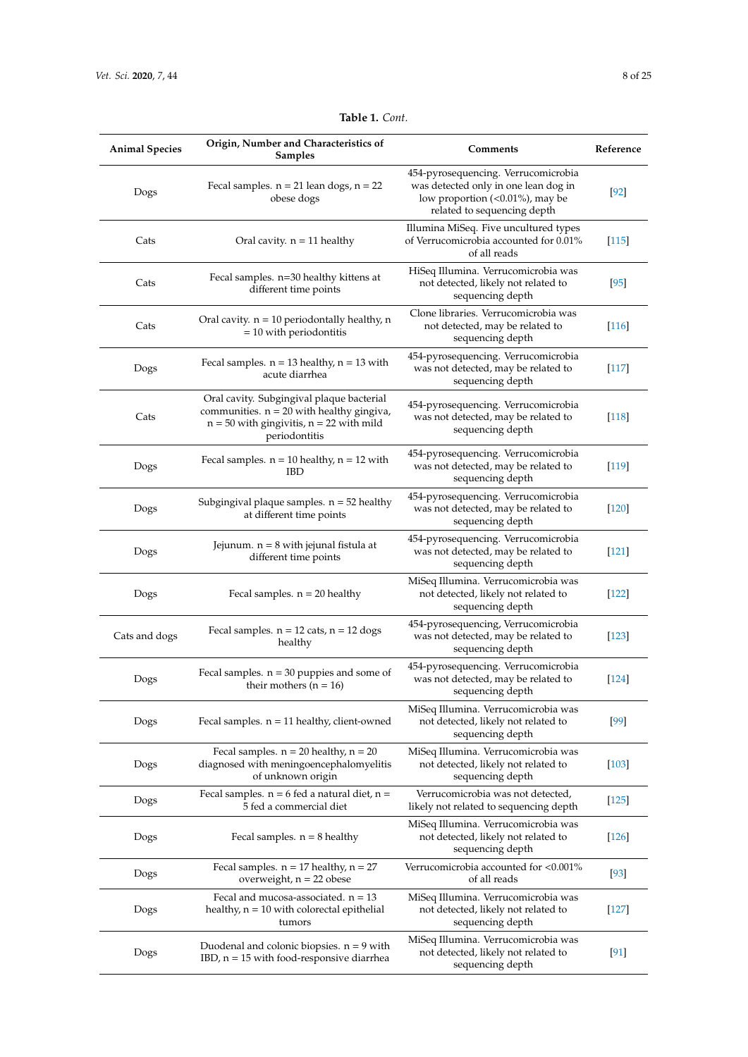**Table 1.** *Cont.*

| Animal Species | Origin, Number and Characteristics of Samples | Comments | Reference |
|---|---|---|---|
| Dogs | Fecal samples. n = 21 lean dogs, n = 22 obese dogs | 454-pyrosequencing. Verrucomicrobia was detected only in one lean dog in low proportion (<0.01%), may be related to sequencing depth | [92] |
| Cats | Oral cavity. n = 11 healthy | Illumina MiSeq. Five uncultured types of Verrucomicrobia accounted for 0.01% of all reads | [115] |
| Cats | Fecal samples. n=30 healthy kittens at different time points | HiSeq Illumina. Verrucomicrobia was not detected, likely not related to sequencing depth | [95] |
| Cats | Oral cavity. n = 10 periodontally healthy, n = 10 with periodontitis | Clone libraries. Verrucomicrobia was not detected, may be related to sequencing depth | [116] |
| Dogs | Fecal samples. n = 13 healthy, n = 13 with acute diarrhea | 454-pyrosequencing. Verrucomicrobia was not detected, may be related to sequencing depth | [117] |
| Cats | Oral cavity. Subgingival plaque bacterial communities. n = 20 with healthy gingiva, n = 50 with gingivitis, n = 22 with mild periodontitis | 454-pyrosequencing. Verrucomicrobia was not detected, may be related to sequencing depth | [118] |
| Dogs | Fecal samples. n = 10 healthy, n = 12 with IBD | 454-pyrosequencing. Verrucomicrobia was not detected, may be related to sequencing depth | [119] |
| Dogs | Subgingival plaque samples. n = 52 healthy at different time points | 454-pyrosequencing. Verrucomicrobia was not detected, may be related to sequencing depth | [120] |
| Dogs | Jejunum. n = 8 with jejunal fistula at different time points | 454-pyrosequencing. Verrucomicrobia was not detected, may be related to sequencing depth | [121] |
| Dogs | Fecal samples. n = 20 healthy | MiSeq Illumina. Verrucomicrobia was not detected, likely not related to sequencing depth | [122] |
| Cats and dogs | Fecal samples. n = 12 cats, n = 12 dogs healthy | 454-pyrosequencing, Verrucomicrobia was not detected, may be related to sequencing depth | [123] |
| Dogs | Fecal samples. n = 30 puppies and some of their mothers (n = 16) | 454-pyrosequencing. Verrucomicrobia was not detected, may be related to sequencing depth | [124] |
| Dogs | Fecal samples. n = 11 healthy, client-owned | MiSeq Illumina. Verrucomicrobia was not detected, likely not related to sequencing depth | [99] |
| Dogs | Fecal samples. n = 20 healthy, n = 20 diagnosed with meningoencephalomyelitis of unknown origin | MiSeq Illumina. Verrucomicrobia was not detected, likely not related to sequencing depth | [103] |
| Dogs | Fecal samples. n = 6 fed a natural diet, n = 5 fed a commercial diet | Verrucomicrobia was not detected, likely not related to sequencing depth | [125] |
| Dogs | Fecal samples. n = 8 healthy | MiSeq Illumina. Verrucomicrobia was not detected, likely not related to sequencing depth | [126] |
| Dogs | Fecal samples. n = 17 healthy, n = 27 overweight, n = 22 obese | Verrucomicrobia accounted for <0.001% of all reads | [93] |
| Dogs | Fecal and mucosa-associated. n = 13 healthy, n = 10 with colorectal epithelial tumors | MiSeq Illumina. Verrucomicrobia was not detected, likely not related to sequencing depth | [127] |
| Dogs | Duodenal and colonic biopsies. n = 9 with IBD, n = 15 with food-responsive diarrhea | MiSeq Illumina. Verrucomicrobia was not detected, likely not related to sequencing depth | [91] |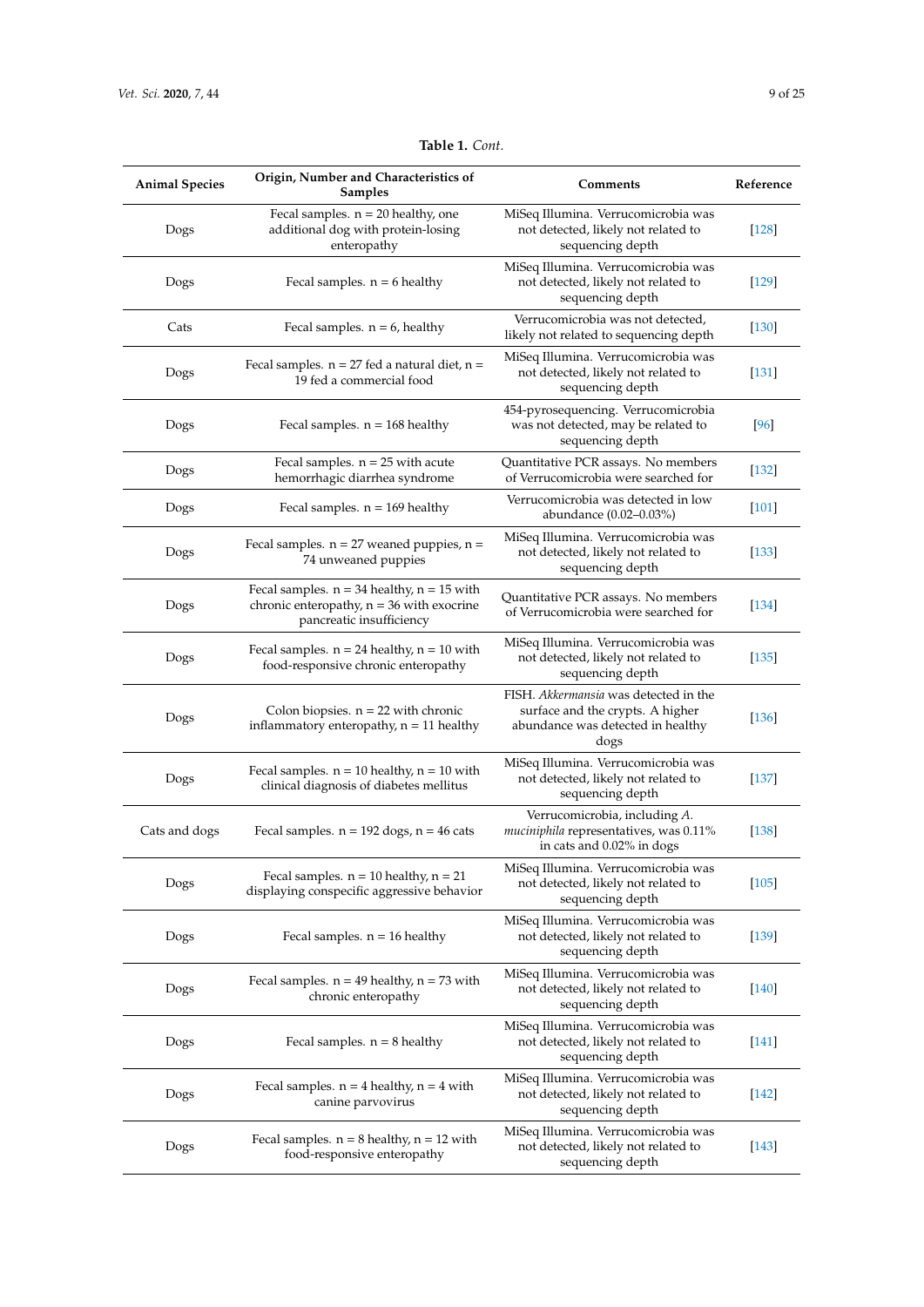**Table 1.** *Cont.*

| Animal Species | Origin, Number and Characteristics of Samples | Comments | Reference |
| --- | --- | --- | --- |
| Dogs | Fecal samples. n = 20 healthy, one additional dog with protein-losing enteropathy | MiSeq Illumina. Verrucomicrobia was not detected, likely not related to sequencing depth | [128] |
| Dogs | Fecal samples. n = 6 healthy | MiSeq Illumina. Verrucomicrobia was not detected, likely not related to sequencing depth | [129] |
| Cats | Fecal samples. n = 6, healthy | Verrucomicrobia was not detected, likely not related to sequencing depth | [130] |
| Dogs | Fecal samples. n = 27 fed a natural diet, n = 19 fed a commercial food | MiSeq Illumina. Verrucomicrobia was not detected, likely not related to sequencing depth | [131] |
| Dogs | Fecal samples. n = 168 healthy | 454-pyrosequencing. Verrucomicrobia was not detected, may be related to sequencing depth | [96] |
| Dogs | Fecal samples. n = 25 with acute hemorrhagic diarrhea syndrome | Quantitative PCR assays. No members of Verrucomicrobia were searched for | [132] |
| Dogs | Fecal samples. n = 169 healthy | Verrucomicrobia was detected in low abundance (0.02–0.03%) | [101] |
| Dogs | Fecal samples. n = 27 weaned puppies, n = 74 unweaned puppies | MiSeq Illumina. Verrucomicrobia was not detected, likely not related to sequencing depth | [133] |
| Dogs | Fecal samples. n = 34 healthy, n = 15 with chronic enteropathy, n = 36 with exocrine pancreatic insufficiency | Quantitative PCR assays. No members of Verrucomicrobia were searched for | [134] |
| Dogs | Fecal samples. n = 24 healthy, n = 10 with food-responsive chronic enteropathy | MiSeq Illumina. Verrucomicrobia was not detected, likely not related to sequencing depth | [135] |
| Dogs | Colon biopsies. n = 22 with chronic inflammatory enteropathy, n = 11 healthy | FISH. *Akkermansia* was detected in the surface and the crypts. A higher abundance was detected in healthy dogs | [136] |
| Dogs | Fecal samples. n = 10 healthy, n = 10 with clinical diagnosis of diabetes mellitus | MiSeq Illumina. Verrucomicrobia was not detected, likely not related to sequencing depth | [137] |
| Cats and dogs | Fecal samples. n = 192 dogs, n = 46 cats | Verrucomicrobia, including *A. muciniphila* representatives, was 0.11% in cats and 0.02% in dogs | [138] |
| Dogs | Fecal samples. n = 10 healthy, n = 21 displaying conspecific aggressive behavior | MiSeq Illumina. Verrucomicrobia was not detected, likely not related to sequencing depth | [105] |
| Dogs | Fecal samples. n = 16 healthy | MiSeq Illumina. Verrucomicrobia was not detected, likely not related to sequencing depth | [139] |
| Dogs | Fecal samples. n = 49 healthy, n = 73 with chronic enteropathy | MiSeq Illumina. Verrucomicrobia was not detected, likely not related to sequencing depth | [140] |
| Dogs | Fecal samples. n = 8 healthy | MiSeq Illumina. Verrucomicrobia was not detected, likely not related to sequencing depth | [141] |
| Dogs | Fecal samples. n = 4 healthy, n = 4 with canine parvovirus | MiSeq Illumina. Verrucomicrobia was not detected, likely not related to sequencing depth | [142] |
| Dogs | Fecal samples. n = 8 healthy, n = 12 with food-responsive enteropathy | MiSeq Illumina. Verrucomicrobia was not detected, likely not related to sequencing depth | [143] |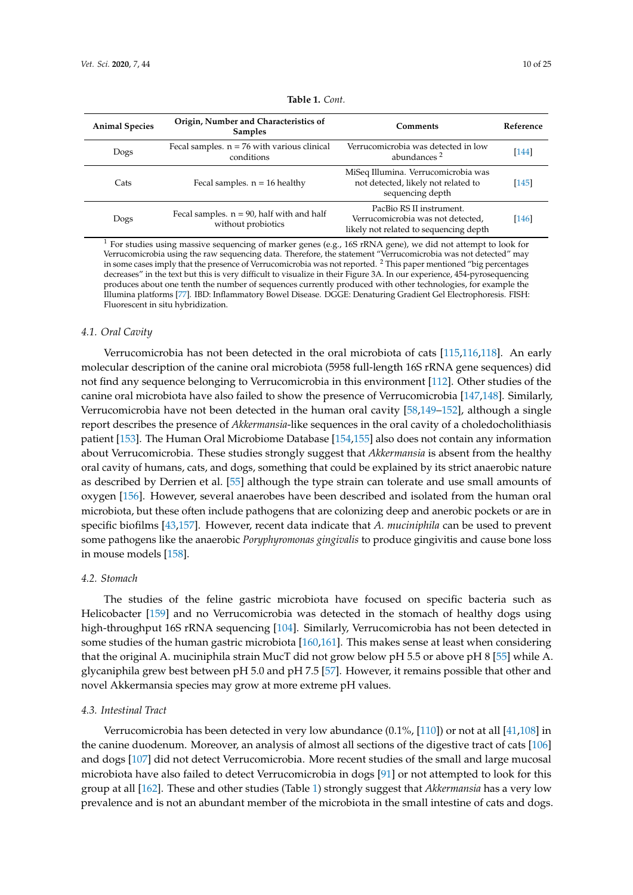**Table 1.** *Cont.*

| Animal Species | Origin, Number and Characteristics of Samples | Comments | Reference |
| --- | --- | --- | --- |
| Dogs | Fecal samples. n = 76 with various clinical conditions | Verrucomicrobia was detected in low abundances [2] | [144] |
| Cats | Fecal samples. n = 16 healthy | MiSeq Illumina. Verrucomicrobia was not detected, likely not related to sequencing depth | [145] |
| Dogs | Fecal samples. n = 90, half with and half without probiotics | PacBio RS II instrument. Verrucomicrobia was not detected, likely not related to sequencing depth | [146] |

[1] For studies using massive sequencing of marker genes (e.g., 16S rRNA gene), we did not attempt to look for Verrucomicrobia using the raw sequencing data. Therefore, the statement "Verrucomicrobia was not detected" may in some cases imply that the presence of Verrucomicrobia was not reported. [2] This paper mentioned "big percentages decreases" in the text but this is very difficult to visualize in their Figure 3A. In our experience, 454-pyrosequencing produces about one tenth the number of sequences currently produced with other technologies, for example the Illumina platforms [77]. IBD: Inflammatory Bowel Disease. DGGE: Denaturing Gradient Gel Electrophoresis. FISH: Fluorescent in situ hybridization.

### 4.1. Oral Cavity

Verrucomicrobia has not been detected in the oral microbiota of cats [115,116,118]. An early molecular description of the canine oral microbiota (5958 full-length 16S rRNA gene sequences) did not find any sequence belonging to Verrucomicrobia in this environment [112]. Other studies of the canine oral microbiota have also failed to show the presence of Verrucomicrobia [147,148]. Similarly, Verrucomicrobia have not been detected in the human oral cavity [58,149–152], although a single report describes the presence of *Akkermansia*-like sequences in the oral cavity of a choledocholithiasis patient [153]. The Human Oral Microbiome Database [154,155] also does not contain any information about Verrucomicrobia. These studies strongly suggest that *Akkermansia* is absent from the healthy oral cavity of humans, cats, and dogs, something that could be explained by its strict anaerobic nature as described by Derrien et al. [55] although the type strain can tolerate and use small amounts of oxygen [156]. However, several anaerobes have been described and isolated from the human oral microbiota, but these often include pathogens that are colonizing deep and anerobic pockets or are in specific biofilms [43,157]. However, recent data indicate that *A. muciniphila* can be used to prevent some pathogens like the anaerobic *Poryphyromonas gingivalis* to produce gingivitis and cause bone loss in mouse models [158].

### 4.2. Stomach

The studies of the feline gastric microbiota have focused on specific bacteria such as Helicobacter [159] and no Verrucomicrobia was detected in the stomach of healthy dogs using high-throughput 16S rRNA sequencing [104]. Similarly, Verrucomicrobia has not been detected in some studies of the human gastric microbiota [160,161]. This makes sense at least when considering that the original A. muciniphila strain MucT did not grow below pH 5.5 or above pH 8 [55] while A. glycaniphila grew best between pH 5.0 and pH 7.5 [57]. However, it remains possible that other and novel Akkermansia species may grow at more extreme pH values.

### 4.3. Intestinal Tract

Verrucomicrobia has been detected in very low abundance (0.1%, [110]) or not at all [41,108] in the canine duodenum. Moreover, an analysis of almost all sections of the digestive tract of cats [106] and dogs [107] did not detect Verrucomicrobia. More recent studies of the small and large mucosal microbiota have also failed to detect Verrucomicrobia in dogs [91] or not attempted to look for this group at all [162]. These and other studies (Table 1) strongly suggest that *Akkermansia* has a very low prevalence and is not an abundant member of the microbiota in the small intestine of cats and dogs.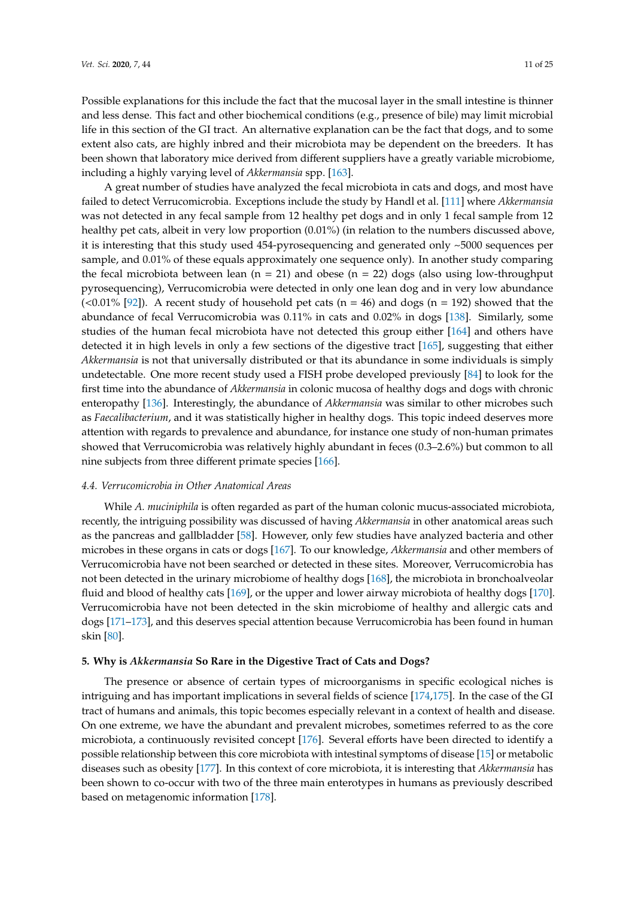Possible explanations for this include the fact that the mucosal layer in the small intestine is thinner and less dense. This fact and other biochemical conditions (e.g., presence of bile) may limit microbial life in this section of the GI tract. An alternative explanation can be the fact that dogs, and to some extent also cats, are highly inbred and their microbiota may be dependent on the breeders. It has been shown that laboratory mice derived from different suppliers have a greatly variable microbiome, including a highly varying level of *Akkermansia* spp. [163].

A great number of studies have analyzed the fecal microbiota in cats and dogs, and most have failed to detect Verrucomicrobia. Exceptions include the study by Handl et al. [111] where *Akkermansia* was not detected in any fecal sample from 12 healthy pet dogs and in only 1 fecal sample from 12 healthy pet cats, albeit in very low proportion (0.01%) (in relation to the numbers discussed above, it is interesting that this study used 454-pyrosequencing and generated only ~5000 sequences per sample, and 0.01% of these equals approximately one sequence only). In another study comparing the fecal microbiota between lean (n = 21) and obese (n = 22) dogs (also using low-throughput pyrosequencing), Verrucomicrobia were detected in only one lean dog and in very low abundance (<0.01% [92]). A recent study of household pet cats (n = 46) and dogs (n = 192) showed that the abundance of fecal Verrucomicrobia was 0.11% in cats and 0.02% in dogs [138]. Similarly, some studies of the human fecal microbiota have not detected this group either [164] and others have detected it in high levels in only a few sections of the digestive tract [165], suggesting that either *Akkermansia* is not that universally distributed or that its abundance in some individuals is simply undetectable. One more recent study used a FISH probe developed previously [84] to look for the first time into the abundance of *Akkermansia* in colonic mucosa of healthy dogs and dogs with chronic enteropathy [136]. Interestingly, the abundance of *Akkermansia* was similar to other microbes such as *Faecalibacterium*, and it was statistically higher in healthy dogs. This topic indeed deserves more attention with regards to prevalence and abundance, for instance one study of non-human primates showed that Verrucomicrobia was relatively highly abundant in feces (0.3–2.6%) but common to all nine subjects from three different primate species [166].

### 4.4. Verrucomicrobia in Other Anatomical Areas

While *A. muciniphila* is often regarded as part of the human colonic mucus-associated microbiota, recently, the intriguing possibility was discussed of having *Akkermansia* in other anatomical areas such as the pancreas and gallbladder [58]. However, only few studies have analyzed bacteria and other microbes in these organs in cats or dogs [167]. To our knowledge, *Akkermansia* and other members of Verrucomicrobia have not been searched or detected in these sites. Moreover, Verrucomicrobia has not been detected in the urinary microbiome of healthy dogs [168], the microbiota in bronchoalveolar fluid and blood of healthy cats [169], or the upper and lower airway microbiota of healthy dogs [170]. Verrucomicrobia have not been detected in the skin microbiome of healthy and allergic cats and dogs [171–173], and this deserves special attention because Verrucomicrobia has been found in human skin [80].

## 5. Why is *Akkermansia* So Rare in the Digestive Tract of Cats and Dogs?

The presence or absence of certain types of microorganisms in specific ecological niches is intriguing and has important implications in several fields of science [174,175]. In the case of the GI tract of humans and animals, this topic becomes especially relevant in a context of health and disease. On one extreme, we have the abundant and prevalent microbes, sometimes referred to as the core microbiota, a continuously revisited concept [176]. Several efforts have been directed to identify a possible relationship between this core microbiota with intestinal symptoms of disease [15] or metabolic diseases such as obesity [177]. In this context of core microbiota, it is interesting that *Akkermansia* has been shown to co-occur with two of the three main enterotypes in humans as previously described based on metagenomic information [178].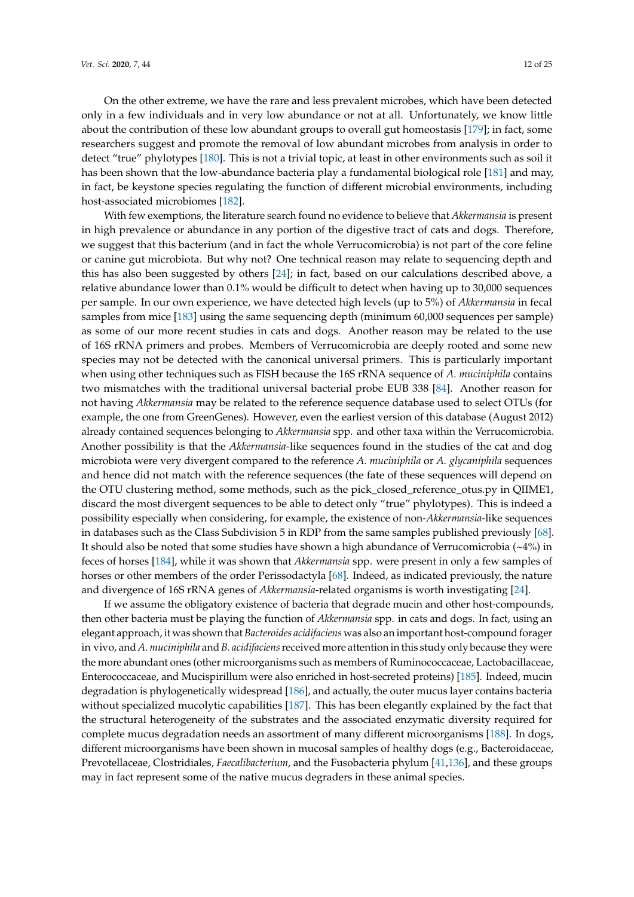On the other extreme, we have the rare and less prevalent microbes, which have been detected only in a few individuals and in very low abundance or not at all. Unfortunately, we know little about the contribution of these low abundant groups to overall gut homeostasis [179]; in fact, some researchers suggest and promote the removal of low abundant microbes from analysis in order to detect "true" phylotypes [180]. This is not a trivial topic, at least in other environments such as soil it has been shown that the low-abundance bacteria play a fundamental biological role [181] and may, in fact, be keystone species regulating the function of different microbial environments, including host-associated microbiomes [182].

With few exemptions, the literature search found no evidence to believe that *Akkermansia* is present in high prevalence or abundance in any portion of the digestive tract of cats and dogs. Therefore, we suggest that this bacterium (and in fact the whole Verrucomicrobia) is not part of the core feline or canine gut microbiota. But why not? One technical reason may relate to sequencing depth and this has also been suggested by others [24]; in fact, based on our calculations described above, a relative abundance lower than 0.1% would be difficult to detect when having up to 30,000 sequences per sample. In our own experience, we have detected high levels (up to 5%) of *Akkermansia* in fecal samples from mice [183] using the same sequencing depth (minimum 60,000 sequences per sample) as some of our more recent studies in cats and dogs. Another reason may be related to the use of 16S rRNA primers and probes. Members of Verrucomicrobia are deeply rooted and some new species may not be detected with the canonical universal primers. This is particularly important when using other techniques such as FISH because the 16S rRNA sequence of *A. muciniphila* contains two mismatches with the traditional universal bacterial probe EUB 338 [84]. Another reason for not having *Akkermansia* may be related to the reference sequence database used to select OTUs (for example, the one from GreenGenes). However, even the earliest version of this database (August 2012) already contained sequences belonging to *Akkermansia* spp. and other taxa within the Verrucomicrobia. Another possibility is that the *Akkermansia*-like sequences found in the studies of the cat and dog microbiota were very divergent compared to the reference *A. muciniphila* or *A. glycaniphila* sequences and hence did not match with the reference sequences (the fate of these sequences will depend on the OTU clustering method, some methods, such as the pick_closed_reference_otus.py in QIIME1, discard the most divergent sequences to be able to detect only "true" phylotypes). This is indeed a possibility especially when considering, for example, the existence of non-*Akkermansia*-like sequences in databases such as the Class Subdivision 5 in RDP from the same samples published previously [68]. It should also be noted that some studies have shown a high abundance of Verrucomicrobia (~4%) in feces of horses [184], while it was shown that *Akkermansia* spp. were present in only a few samples of horses or other members of the order Perissodactyla [68]. Indeed, as indicated previously, the nature and divergence of 16S rRNA genes of *Akkermansia*-related organisms is worth investigating [24].

If we assume the obligatory existence of bacteria that degrade mucin and other host-compounds, then other bacteria must be playing the function of *Akkermansia* spp. in cats and dogs. In fact, using an elegant approach, it was shown that *Bacteroides acidifaciens* was also an important host-compound forager in vivo, and *A. muciniphila* and *B. acidifaciens* received more attention in this study only because they were the more abundant ones (other microorganisms such as members of Ruminococcaceae, Lactobacillaceae, Enterococcaceae, and Mucispirillum were also enriched in host-secreted proteins) [185]. Indeed, mucin degradation is phylogenetically widespread [186], and actually, the outer mucus layer contains bacteria without specialized mucolytic capabilities [187]. This has been elegantly explained by the fact that the structural heterogeneity of the substrates and the associated enzymatic diversity required for complete mucus degradation needs an assortment of many different microorganisms [188]. In dogs, different microorganisms have been shown in mucosal samples of healthy dogs (e.g., Bacteroidaceae, Prevotellaceae, Clostridiales, *Faecalibacterium*, and the Fusobacteria phylum [41,136], and these groups may in fact represent some of the native mucus degraders in these animal species.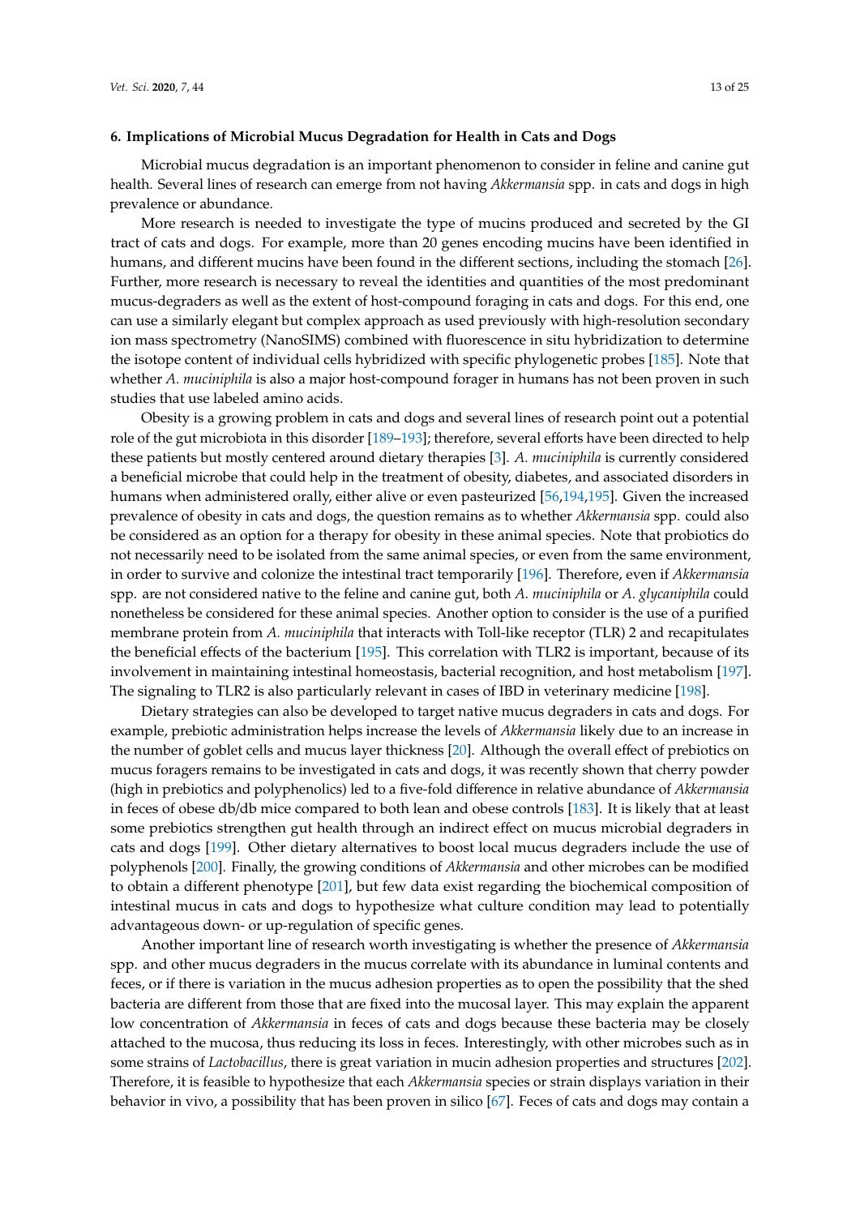## 6. Implications of Microbial Mucus Degradation for Health in Cats and Dogs

Microbial mucus degradation is an important phenomenon to consider in feline and canine gut health. Several lines of research can emerge from not having *Akkermansia* spp. in cats and dogs in high prevalence or abundance.

More research is needed to investigate the type of mucins produced and secreted by the GI tract of cats and dogs. For example, more than 20 genes encoding mucins have been identified in humans, and different mucins have been found in the different sections, including the stomach [26]. Further, more research is necessary to reveal the identities and quantities of the most predominant mucus-degraders as well as the extent of host-compound foraging in cats and dogs. For this end, one can use a similarly elegant but complex approach as used previously with high-resolution secondary ion mass spectrometry (NanoSIMS) combined with fluorescence in situ hybridization to determine the isotope content of individual cells hybridized with specific phylogenetic probes [185]. Note that whether *A. muciniphila* is also a major host-compound forager in humans has not been proven in such studies that use labeled amino acids.

Obesity is a growing problem in cats and dogs and several lines of research point out a potential role of the gut microbiota in this disorder [189–193]; therefore, several efforts have been directed to help these patients but mostly centered around dietary therapies [3]. *A. muciniphila* is currently considered a beneficial microbe that could help in the treatment of obesity, diabetes, and associated disorders in humans when administered orally, either alive or even pasteurized [56,194,195]. Given the increased prevalence of obesity in cats and dogs, the question remains as to whether *Akkermansia* spp. could also be considered as an option for a therapy for obesity in these animal species. Note that probiotics do not necessarily need to be isolated from the same animal species, or even from the same environment, in order to survive and colonize the intestinal tract temporarily [196]. Therefore, even if *Akkermansia* spp. are not considered native to the feline and canine gut, both *A. muciniphila* or *A. glycaniphila* could nonetheless be considered for these animal species. Another option to consider is the use of a purified membrane protein from *A. muciniphila* that interacts with Toll-like receptor (TLR) 2 and recapitulates the beneficial effects of the bacterium [195]. This correlation with TLR2 is important, because of its involvement in maintaining intestinal homeostasis, bacterial recognition, and host metabolism [197]. The signaling to TLR2 is also particularly relevant in cases of IBD in veterinary medicine [198].

Dietary strategies can also be developed to target native mucus degraders in cats and dogs. For example, prebiotic administration helps increase the levels of *Akkermansia* likely due to an increase in the number of goblet cells and mucus layer thickness [20]. Although the overall effect of prebiotics on mucus foragers remains to be investigated in cats and dogs, it was recently shown that cherry powder (high in prebiotics and polyphenolics) led to a five-fold difference in relative abundance of *Akkermansia* in feces of obese db/db mice compared to both lean and obese controls [183]. It is likely that at least some prebiotics strengthen gut health through an indirect effect on mucus microbial degraders in cats and dogs [199]. Other dietary alternatives to boost local mucus degraders include the use of polyphenols [200]. Finally, the growing conditions of *Akkermansia* and other microbes can be modified to obtain a different phenotype [201], but few data exist regarding the biochemical composition of intestinal mucus in cats and dogs to hypothesize what culture condition may lead to potentially advantageous down- or up-regulation of specific genes.

Another important line of research worth investigating is whether the presence of *Akkermansia* spp. and other mucus degraders in the mucus correlate with its abundance in luminal contents and feces, or if there is variation in the mucus adhesion properties as to open the possibility that the shed bacteria are different from those that are fixed into the mucosal layer. This may explain the apparent low concentration of *Akkermansia* in feces of cats and dogs because these bacteria may be closely attached to the mucosa, thus reducing its loss in feces. Interestingly, with other microbes such as in some strains of *Lactobacillus*, there is great variation in mucin adhesion properties and structures [202]. Therefore, it is feasible to hypothesize that each *Akkermansia* species or strain displays variation in their behavior in vivo, a possibility that has been proven in silico [67]. Feces of cats and dogs may contain a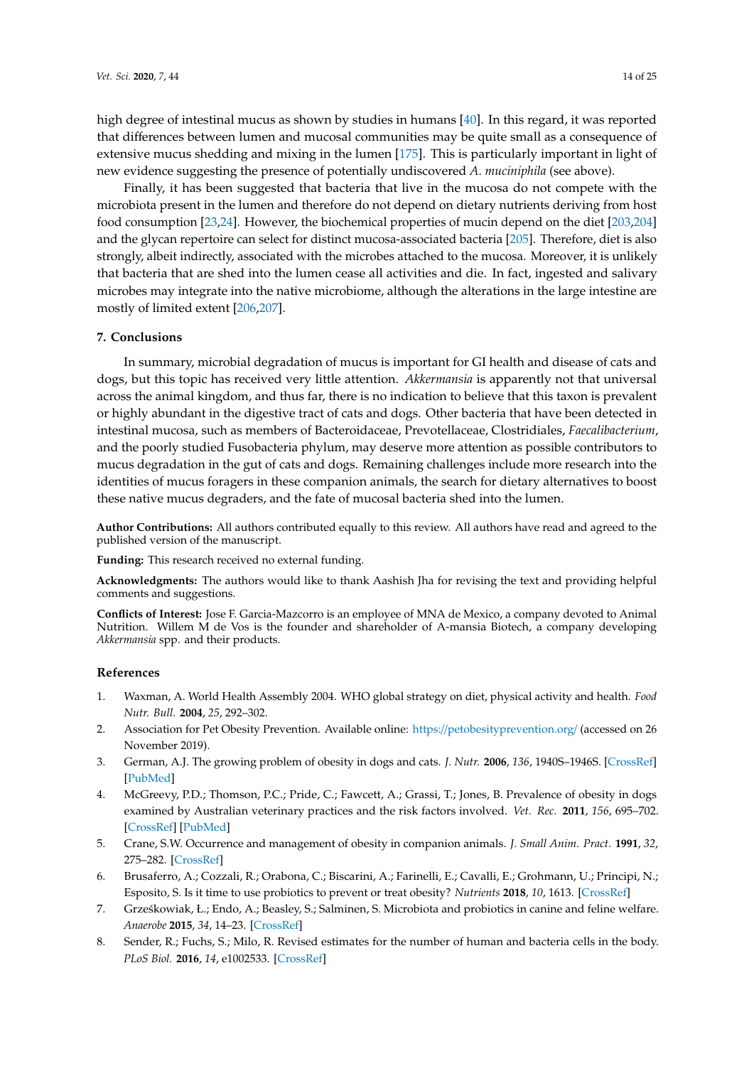high degree of intestinal mucus as shown by studies in humans [40]. In this regard, it was reported that differences between lumen and mucosal communities may be quite small as a consequence of extensive mucus shedding and mixing in the lumen [175]. This is particularly important in light of new evidence suggesting the presence of potentially undiscovered *A. muciniphila* (see above).

Finally, it has been suggested that bacteria that live in the mucosa do not compete with the microbiota present in the lumen and therefore do not depend on dietary nutrients deriving from host food consumption [23,24]. However, the biochemical properties of mucin depend on the diet [203,204] and the glycan repertoire can select for distinct mucosa-associated bacteria [205]. Therefore, diet is also strongly, albeit indirectly, associated with the microbes attached to the mucosa. Moreover, it is unlikely that bacteria that are shed into the lumen cease all activities and die. In fact, ingested and salivary microbes may integrate into the native microbiome, although the alterations in the large intestine are mostly of limited extent [206,207].

## 7. Conclusions

In summary, microbial degradation of mucus is important for GI health and disease of cats and dogs, but this topic has received very little attention. *Akkermansia* is apparently not that universal across the animal kingdom, and thus far, there is no indication to believe that this taxon is prevalent or highly abundant in the digestive tract of cats and dogs. Other bacteria that have been detected in intestinal mucosa, such as members of Bacteroidaceae, Prevotellaceae, Clostridiales, *Faecalibacterium*, and the poorly studied Fusobacteria phylum, may deserve more attention as possible contributors to mucus degradation in the gut of cats and dogs. Remaining challenges include more research into the identities of mucus foragers in these companion animals, the search for dietary alternatives to boost these native mucus degraders, and the fate of mucosal bacteria shed into the lumen.

**Author Contributions:** All authors contributed equally to this review. All authors have read and agreed to the published version of the manuscript.

**Funding:** This research received no external funding.

**Acknowledgments:** The authors would like to thank Aashish Jha for revising the text and providing helpful comments and suggestions.

**Conflicts of Interest:** Jose F. Garcia-Mazcorro is an employee of MNA de Mexico, a company devoted to Animal Nutrition. Willem M de Vos is the founder and shareholder of A-mansia Biotech, a company developing *Akkermansia* spp. and their products.

## References

1. Waxman, A. World Health Assembly 2004. WHO global strategy on diet, physical activity and health. *Food Nutr. Bull.* **2004**, *25*, 292–302.
2. Association for Pet Obesity Prevention. Available online: https://petobesityprevention.org/ (accessed on 26 November 2019).
3. German, A.J. The growing problem of obesity in dogs and cats. *J. Nutr.* **2006**, *136*, 1940S–1946S. [CrossRef] [PubMed]
4. McGreevy, P.D.; Thomson, P.C.; Pride, C.; Fawcett, A.; Grassi, T.; Jones, B. Prevalence of obesity in dogs examined by Australian veterinary practices and the risk factors involved. *Vet. Rec.* **2011**, *156*, 695–702. [CrossRef] [PubMed]
5. Crane, S.W. Occurrence and management of obesity in companion animals. *J. Small Anim. Pract.* **1991**, *32*, 275–282. [CrossRef]
6. Brusaferro, A.; Cozzali, R.; Orabona, C.; Biscarini, A.; Farinelli, E.; Cavalli, E.; Grohmann, U.; Principi, N.; Esposito, S. Is it time to use probiotics to prevent or treat obesity? *Nutrients* **2018**, *10*, 1613. [CrossRef]
7. Grześkowiak, Ł.; Endo, A.; Beasley, S.; Salminen, S. Microbiota and probiotics in canine and feline welfare. *Anaerobe* **2015**, *34*, 14–23. [CrossRef]
8. Sender, R.; Fuchs, S.; Milo, R. Revised estimates for the number of human and bacteria cells in the body. *PLoS Biol.* **2016**, *14*, e1002533. [CrossRef]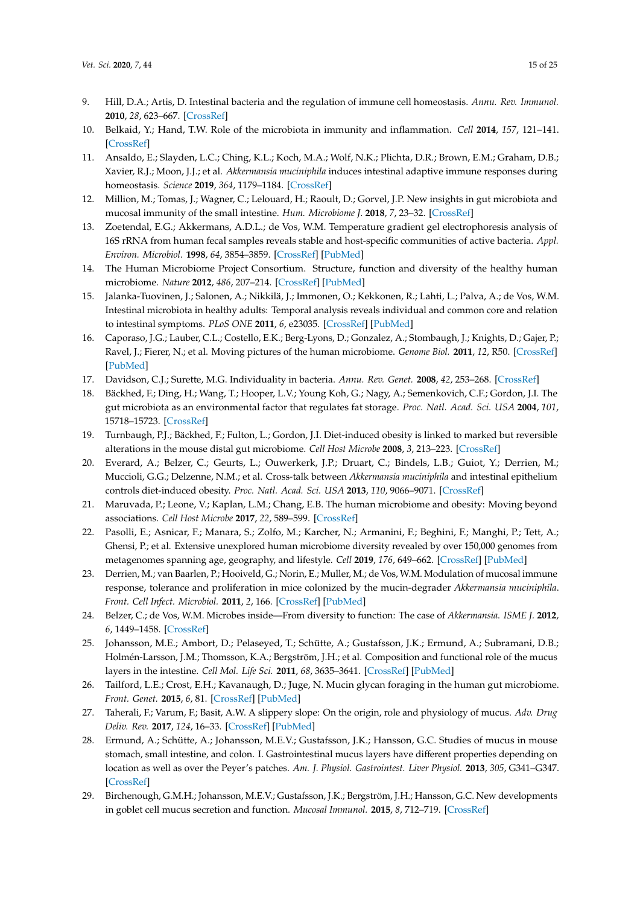9. Hill, D.A.; Artis, D. Intestinal bacteria and the regulation of immune cell homeostasis. *Annu. Rev. Immunol.* **2010**, *28*, 623–667. [CrossRef]
10. Belkaid, Y.; Hand, T.W. Role of the microbiota in immunity and inflammation. *Cell* **2014**, *157*, 121–141. [CrossRef]
11. Ansaldo, E.; Slayden, L.C.; Ching, K.L.; Koch, M.A.; Wolf, N.K.; Plichta, D.R.; Brown, E.M.; Graham, D.B.; Xavier, R.J.; Moon, J.J.; et al. *Akkermansia muciniphila* induces intestinal adaptive immune responses during homeostasis. *Science* **2019**, *364*, 1179–1184. [CrossRef]
12. Million, M.; Tomas, J.; Wagner, C.; Lelouard, H.; Raoult, D.; Gorvel, J.P. New insights in gut microbiota and mucosal immunity of the small intestine. *Hum. Microbiome J.* **2018**, *7*, 23–32. [CrossRef]
13. Zoetendal, E.G.; Akkermans, A.D.L.; de Vos, W.M. Temperature gradient gel electrophoresis analysis of 16S rRNA from human fecal samples reveals stable and host-specific communities of active bacteria. *Appl. Environ. Microbiol.* **1998**, *64*, 3854–3859. [CrossRef] [PubMed]
14. The Human Microbiome Project Consortium. Structure, function and diversity of the healthy human microbiome. *Nature* **2012**, *486*, 207–214. [CrossRef] [PubMed]
15. Jalanka-Tuovinen, J.; Salonen, A.; Nikkilä, J.; Immonen, O.; Kekkonen, R.; Lahti, L.; Palva, A.; de Vos, W.M. Intestinal microbiota in healthy adults: Temporal analysis reveals individual and common core and relation to intestinal symptoms. *PLoS ONE* **2011**, *6*, e23035. [CrossRef] [PubMed]
16. Caporaso, J.G.; Lauber, C.L.; Costello, E.K.; Berg-Lyons, D.; Gonzalez, A.; Stombaugh, J.; Knights, D.; Gajer, P.; Ravel, J.; Fierer, N.; et al. Moving pictures of the human microbiome. *Genome Biol.* **2011**, *12*, R50. [CrossRef] [PubMed]
17. Davidson, C.J.; Surette, M.G. Individuality in bacteria. *Annu. Rev. Genet.* **2008**, *42*, 253–268. [CrossRef]
18. Bäckhed, F.; Ding, H.; Wang, T.; Hooper, L.V.; Young Koh, G.; Nagy, A.; Semenkovich, C.F.; Gordon, J.I. The gut microbiota as an environmental factor that regulates fat storage. *Proc. Natl. Acad. Sci. USA* **2004**, *101*, 15718–15723. [CrossRef]
19. Turnbaugh, P.J.; Bäckhed, F.; Fulton, L.; Gordon, J.I. Diet-induced obesity is linked to marked but reversible alterations in the mouse distal gut microbiome. *Cell Host Microbe* **2008**, *3*, 213–223. [CrossRef]
20. Everard, A.; Belzer, C.; Geurts, L.; Ouwerkerk, J.P.; Druart, C.; Bindels, L.B.; Guiot, Y.; Derrien, M.; Muccioli, G.G.; Delzenne, N.M.; et al. Cross-talk between *Akkermansia muciniphila* and intestinal epithelium controls diet-induced obesity. *Proc. Natl. Acad. Sci. USA* **2013**, *110*, 9066–9071. [CrossRef]
21. Maruvada, P.; Leone, V.; Kaplan, L.M.; Chang, E.B. The human microbiome and obesity: Moving beyond associations. *Cell Host Microbe* **2017**, *22*, 589–599. [CrossRef]
22. Pasolli, E.; Asnicar, F.; Manara, S.; Zolfo, M.; Karcher, N.; Armanini, F.; Beghini, F.; Manghi, P.; Tett, A.; Ghensi, P.; et al. Extensive unexplored human microbiome diversity revealed by over 150,000 genomes from metagenomes spanning age, geography, and lifestyle. *Cell* **2019**, *176*, 649–662. [CrossRef] [PubMed]
23. Derrien, M.; van Baarlen, P.; Hooiveld, G.; Norin, E.; Muller, M.; de Vos, W.M. Modulation of mucosal immune response, tolerance and proliferation in mice colonized by the mucin-degrader *Akkermansia muciniphila*. *Front. Cell Infect. Microbiol.* **2011**, *2*, 166. [CrossRef] [PubMed]
24. Belzer, C.; de Vos, W.M. Microbes inside—From diversity to function: The case of *Akkermansia*. *ISME J.* **2012**, *6*, 1449–1458. [CrossRef]
25. Johansson, M.E.; Ambort, D.; Pelaseyed, T.; Schütte, A.; Gustafsson, J.K.; Ermund, A.; Subramani, D.B.; Holmén-Larsson, J.M.; Thomsson, K.A.; Bergström, J.H.; et al. Composition and functional role of the mucus layers in the intestine. *Cell Mol. Life Sci.* **2011**, *68*, 3635–3641. [CrossRef] [PubMed]
26. Tailford, L.E.; Crost, E.H.; Kavanaugh, D.; Juge, N. Mucin glycan foraging in the human gut microbiome. *Front. Genet.* **2015**, *6*, 81. [CrossRef] [PubMed]
27. Taherali, F.; Varum, F.; Basit, A.W. A slippery slope: On the origin, role and physiology of mucus. *Adv. Drug Deliv. Rev.* **2017**, *124*, 16–33. [CrossRef] [PubMed]
28. Ermund, A.; Schütte, A.; Johansson, M.E.V.; Gustafsson, J.K.; Hansson, G.C. Studies of mucus in mouse stomach, small intestine, and colon. I. Gastrointestinal mucus layers have different properties depending on location as well as over the Peyer's patches. *Am. J. Physiol. Gastrointest. Liver Physiol.* **2013**, *305*, G341–G347. [CrossRef]
29. Birchenough, G.M.H.; Johansson, M.E.V.; Gustafsson, J.K.; Bergström, J.H.; Hansson, G.C. New developments in goblet cell mucus secretion and function. *Mucosal Immunol.* **2015**, *8*, 712–719. [CrossRef]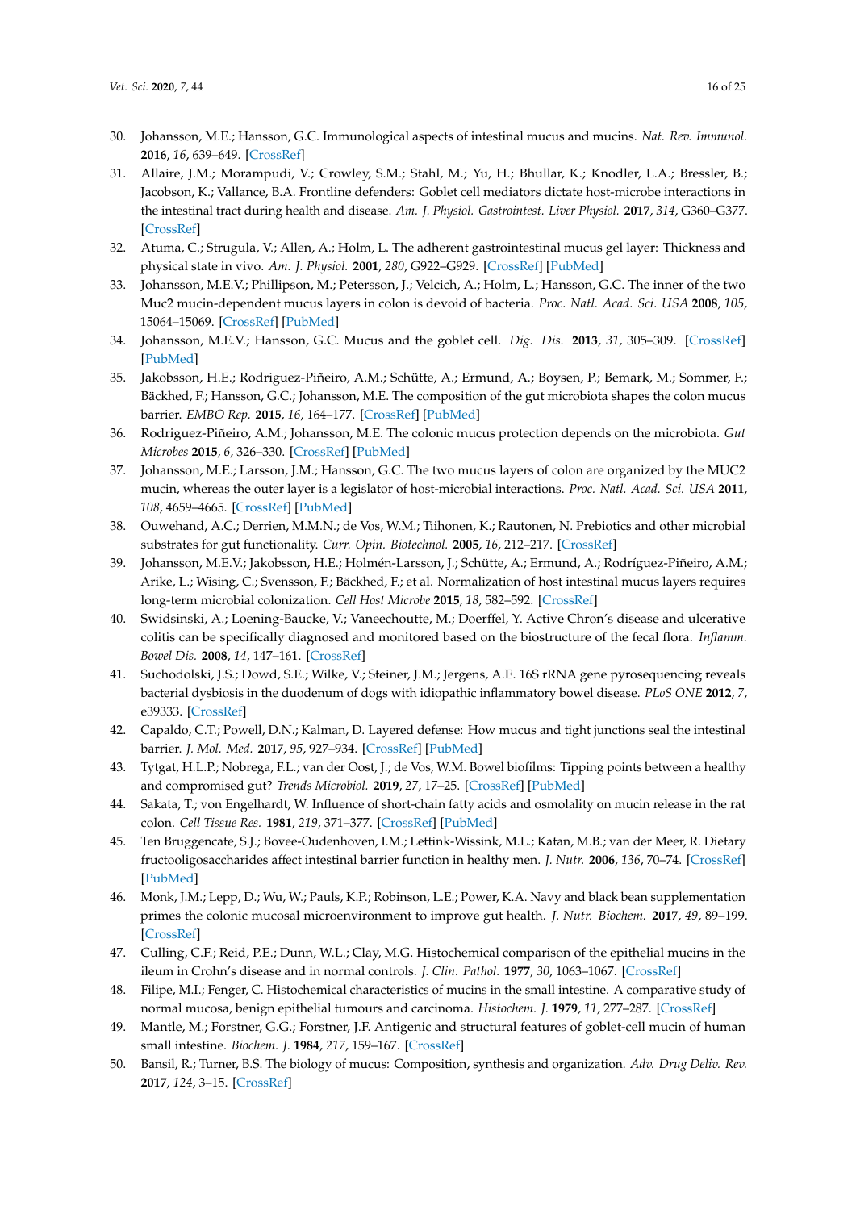30. Johansson, M.E.; Hansson, G.C. Immunological aspects of intestinal mucus and mucins. *Nat. Rev. Immunol.* **2016**, *16*, 639–649. [CrossRef]
31. Allaire, J.M.; Morampudi, V.; Crowley, S.M.; Stahl, M.; Yu, H.; Bhullar, K.; Knodler, L.A.; Bressler, B.; Jacobson, K.; Vallance, B.A. Frontline defenders: Goblet cell mediators dictate host-microbe interactions in the intestinal tract during health and disease. *Am. J. Physiol. Gastrointest. Liver Physiol.* **2017**, *314*, G360–G377. [CrossRef]
32. Atuma, C.; Strugula, V.; Allen, A.; Holm, L. The adherent gastrointestinal mucus gel layer: Thickness and physical state in vivo. *Am. J. Physiol.* **2001**, *280*, G922–G929. [CrossRef] [PubMed]
33. Johansson, M.E.V.; Phillipson, M.; Petersson, J.; Velcich, A.; Holm, L.; Hansson, G.C. The inner of the two Muc2 mucin-dependent mucus layers in colon is devoid of bacteria. *Proc. Natl. Acad. Sci. USA* **2008**, *105*, 15064–15069. [CrossRef] [PubMed]
34. Johansson, M.E.V.; Hansson, G.C. Mucus and the goblet cell. *Dig. Dis.* **2013**, *31*, 305–309. [CrossRef] [PubMed]
35. Jakobsson, H.E.; Rodriguez-Piñeiro, A.M.; Schütte, A.; Ermund, A.; Boysen, P.; Bemark, M.; Sommer, F.; Bäckhed, F.; Hansson, G.C.; Johansson, M.E. The composition of the gut microbiota shapes the colon mucus barrier. *EMBO Rep.* **2015**, *16*, 164–177. [CrossRef] [PubMed]
36. Rodriguez-Piñeiro, A.M.; Johansson, M.E. The colonic mucus protection depends on the microbiota. *Gut Microbes* **2015**, *6*, 326–330. [CrossRef] [PubMed]
37. Johansson, M.E.; Larsson, J.M.; Hansson, G.C. The two mucus layers of colon are organized by the MUC2 mucin, whereas the outer layer is a legislator of host-microbial interactions. *Proc. Natl. Acad. Sci. USA* **2011**, *108*, 4659–4665. [CrossRef] [PubMed]
38. Ouwehand, A.C.; Derrien, M.M.N.; de Vos, W.M.; Tiihonen, K.; Rautonen, N. Prebiotics and other microbial substrates for gut functionality. *Curr. Opin. Biotechnol.* **2005**, *16*, 212–217. [CrossRef]
39. Johansson, M.E.V.; Jakobsson, H.E.; Holmén-Larsson, J.; Schütte, A.; Ermund, A.; Rodríguez-Piñeiro, A.M.; Arike, L.; Wising, C.; Svensson, F.; Bäckhed, F.; et al. Normalization of host intestinal mucus layers requires long-term microbial colonization. *Cell Host Microbe* **2015**, *18*, 582–592. [CrossRef]
40. Swidsinski, A.; Loening-Baucke, V.; Vaneechoutte, M.; Doerffel, Y. Active Chron's disease and ulcerative colitis can be specifically diagnosed and monitored based on the biostructure of the fecal flora. *Inflamm. Bowel Dis.* **2008**, *14*, 147–161. [CrossRef]
41. Suchodolski, J.S.; Dowd, S.E.; Wilke, V.; Steiner, J.M.; Jergens, A.E. 16S rRNA gene pyrosequencing reveals bacterial dysbiosis in the duodenum of dogs with idiopathic inflammatory bowel disease. *PLoS ONE* **2012**, *7*, e39333. [CrossRef]
42. Capaldo, C.T.; Powell, D.N.; Kalman, D. Layered defense: How mucus and tight junctions seal the intestinal barrier. *J. Mol. Med.* **2017**, *95*, 927–934. [CrossRef] [PubMed]
43. Tytgat, H.L.P.; Nobrega, F.L.; van der Oost, J.; de Vos, W.M. Bowel biofilms: Tipping points between a healthy and compromised gut? *Trends Microbiol.* **2019**, *27*, 17–25. [CrossRef] [PubMed]
44. Sakata, T.; von Engelhardt, W. Influence of short-chain fatty acids and osmolality on mucin release in the rat colon. *Cell Tissue Res.* **1981**, *219*, 371–377. [CrossRef] [PubMed]
45. Ten Bruggencate, S.J.; Bovee-Oudenhoven, I.M.; Lettink-Wissink, M.L.; Katan, M.B.; van der Meer, R. Dietary fructooligosaccharides affect intestinal barrier function in healthy men. *J. Nutr.* **2006**, *136*, 70–74. [CrossRef] [PubMed]
46. Monk, J.M.; Lepp, D.; Wu, W.; Pauls, K.P.; Robinson, L.E.; Power, K.A. Navy and black bean supplementation primes the colonic mucosal microenvironment to improve gut health. *J. Nutr. Biochem.* **2017**, *49*, 89–199. [CrossRef]
47. Culling, C.F.; Reid, P.E.; Dunn, W.L.; Clay, M.G. Histochemical comparison of the epithelial mucins in the ileum in Crohn's disease and in normal controls. *J. Clin. Pathol.* **1977**, *30*, 1063–1067. [CrossRef]
48. Filipe, M.I.; Fenger, C. Histochemical characteristics of mucins in the small intestine. A comparative study of normal mucosa, benign epithelial tumours and carcinoma. *Histochem. J.* **1979**, *11*, 277–287. [CrossRef]
49. Mantle, M.; Forstner, G.G.; Forstner, J.F. Antigenic and structural features of goblet-cell mucin of human small intestine. *Biochem. J.* **1984**, *217*, 159–167. [CrossRef]
50. Bansil, R.; Turner, B.S. The biology of mucus: Composition, synthesis and organization. *Adv. Drug Deliv. Rev.* **2017**, *124*, 3–15. [CrossRef]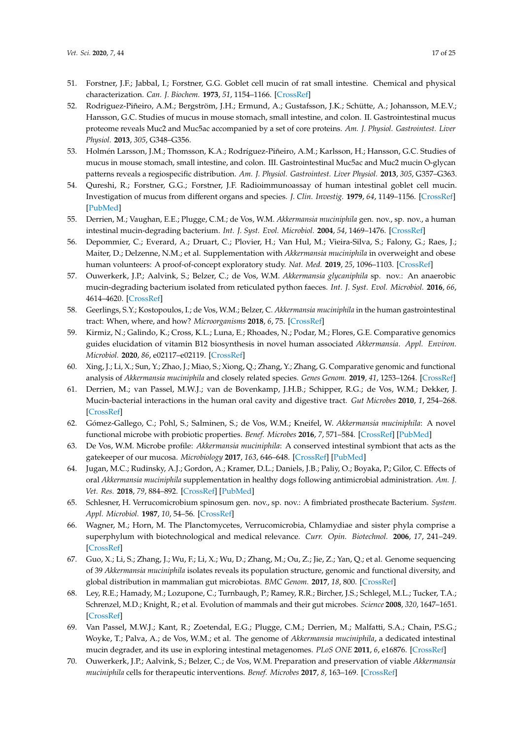51. Forstner, J.F.; Jabbal, I.; Forstner, G.G. Goblet cell mucin of rat small intestine. Chemical and physical characterization. *Can. J. Biochem.* **1973**, *51*, 1154–1166. [CrossRef]
52. Rodriguez-Piñeiro, A.M.; Bergström, J.H.; Ermund, A.; Gustafsson, J.K.; Schütte, A.; Johansson, M.E.V.; Hansson, G.C. Studies of mucus in mouse stomach, small intestine, and colon. II. Gastrointestinal mucus proteome reveals Muc2 and Muc5ac accompanied by a set of core proteins. *Am. J. Physiol. Gastrointest. Liver Physiol.* **2013**, *305*, G348–G356.
53. Holmén Larsson, J.M.; Thomsson, K.A.; Rodríguez-Piñeiro, A.M.; Karlsson, H.; Hansson, G.C. Studies of mucus in mouse stomach, small intestine, and colon. III. Gastrointestinal Muc5ac and Muc2 mucin O-glycan patterns reveals a regiospecific distribution. *Am. J. Physiol. Gastrointest. Liver Physiol.* **2013**, *305*, G357–G363.
54. Qureshi, R.; Forstner, G.G.; Forstner, J.F. Radioimmunoassay of human intestinal goblet cell mucin. Investigation of mucus from different organs and species. *J. Clin. Investig.* **1979**, *64*, 1149–1156. [CrossRef] [PubMed]
55. Derrien, M.; Vaughan, E.E.; Plugge, C.M.; de Vos, W.M. *Akkermansia muciniphila* gen. nov., sp. nov., a human intestinal mucin-degrading bacterium. *Int. J. Syst. Evol. Microbiol.* **2004**, *54*, 1469–1476. [CrossRef]
56. Depommier, C.; Everard, A.; Druart, C.; Plovier, H.; Van Hul, M.; Vieira-Silva, S.; Falony, G.; Raes, J.; Maiter, D.; Delzenne, N.M.; et al. Supplementation with *Akkermansia muciniphila* in overweight and obese human volunteers: A proof-of-concept exploratory study. *Nat. Med.* **2019**, *25*, 1096–1103. [CrossRef]
57. Ouwerkerk, J.P.; Aalvink, S.; Belzer, C.; de Vos, W.M. *Akkermansia glycaniphila* sp. nov.: An anaerobic mucin-degrading bacterium isolated from reticulated python faeces. *Int. J. Syst. Evol. Microbiol.* **2016**, *66*, 4614–4620. [CrossRef]
58. Geerlings, S.Y.; Kostopoulos, I.; de Vos, W.M.; Belzer, C. *Akkermansia muciniphila* in the human gastrointestinal tract: When, where, and how? *Microorganisms* **2018**, *6*, 75. [CrossRef]
59. Kirmiz, N.; Galindo, K.; Cross, K.L.; Luna, E.; Rhoades, N.; Podar, M.; Flores, G.E. Comparative genomics guides elucidation of vitamin B12 biosynthesis in novel human associated *Akkermansia*. *Appl. Environ. Microbiol.* **2020**, *86*, e02117–e02119. [CrossRef]
60. Xing, J.; Li, X.; Sun, Y.; Zhao, J.; Miao, S.; Xiong, Q.; Zhang, Y.; Zhang, G. Comparative genomic and functional analysis of *Akkermansia muciniphila* and closely related species. *Genes Genom.* **2019**, *41*, 1253–1264. [CrossRef]
61. Derrien, M.; van Passel, M.W.J.; van de Bovenkamp, J.H.B.; Schipper, R.G.; de Vos, W.M.; Dekker, J. Mucin-bacterial interactions in the human oral cavity and digestive tract. *Gut Microbes* **2010**, *1*, 254–268. [CrossRef]
62. Gómez-Gallego, C.; Pohl, S.; Salminen, S.; de Vos, W.M.; Kneifel, W. *Akkermansia muciniphila*: A novel functional microbe with probiotic properties. *Benef. Microbes* **2016**, *7*, 571–584. [CrossRef] [PubMed]
63. De Vos, W.M. Microbe profile: *Akkermansia muciniphila*: A conserved intestinal symbiont that acts as the gatekeeper of our mucosa. *Microbiology* **2017**, *163*, 646–648. [CrossRef] [PubMed]
64. Jugan, M.C.; Rudinsky, A.J.; Gordon, A.; Kramer, D.L.; Daniels, J.B.; Paliy, O.; Boyaka, P.; Gilor, C. Effects of oral *Akkermansia muciniphila* supplementation in healthy dogs following antimicrobial administration. *Am. J. Vet. Res.* **2018**, *79*, 884–892. [CrossRef] [PubMed]
65. Schlesner, H. Verrucomicrobium spinosum gen. nov., sp. nov.: A fimbriated prosthecate Bacterium. *System. Appl. Microbiol.* **1987**, *10*, 54–56. [CrossRef]
66. Wagner, M.; Horn, M. The Planctomycetes, Verrucomicrobia, Chlamydiae and sister phyla comprise a superphylum with biotechnological and medical relevance. *Curr. Opin. Biotechnol.* **2006**, *17*, 241–249. [CrossRef]
67. Guo, X.; Li, S.; Zhang, J.; Wu, F.; Li, X.; Wu, D.; Zhang, M.; Ou, Z.; Jie, Z.; Yan, Q.; et al. Genome sequencing of 39 *Akkermansia muciniphila* isolates reveals its population structure, genomic and functional diversity, and global distribution in mammalian gut microbiotas. *BMC Genom.* **2017**, *18*, 800. [CrossRef]
68. Ley, R.E.; Hamady, M.; Lozupone, C.; Turnbaugh, P.; Ramey, R.R.; Bircher, J.S.; Schlegel, M.L.; Tucker, T.A.; Schrenzel, M.D.; Knight, R.; et al. Evolution of mammals and their gut microbes. *Science* **2008**, *320*, 1647–1651. [CrossRef]
69. Van Passel, M.W.J.; Kant, R.; Zoetendal, E.G.; Plugge, C.M.; Derrien, M.; Malfatti, S.A.; Chain, P.S.G.; Woyke, T.; Palva, A.; de Vos, W.M.; et al. The genome of *Akkermansia muciniphila*, a dedicated intestinal mucin degrader, and its use in exploring intestinal metagenomes. *PLoS ONE* **2011**, *6*, e16876. [CrossRef]
70. Ouwerkerk, J.P.; Aalvink, S.; Belzer, C.; de Vos, W.M. Preparation and preservation of viable *Akkermansia muciniphila* cells for therapeutic interventions. *Benef. Microbes* **2017**, *8*, 163–169. [CrossRef]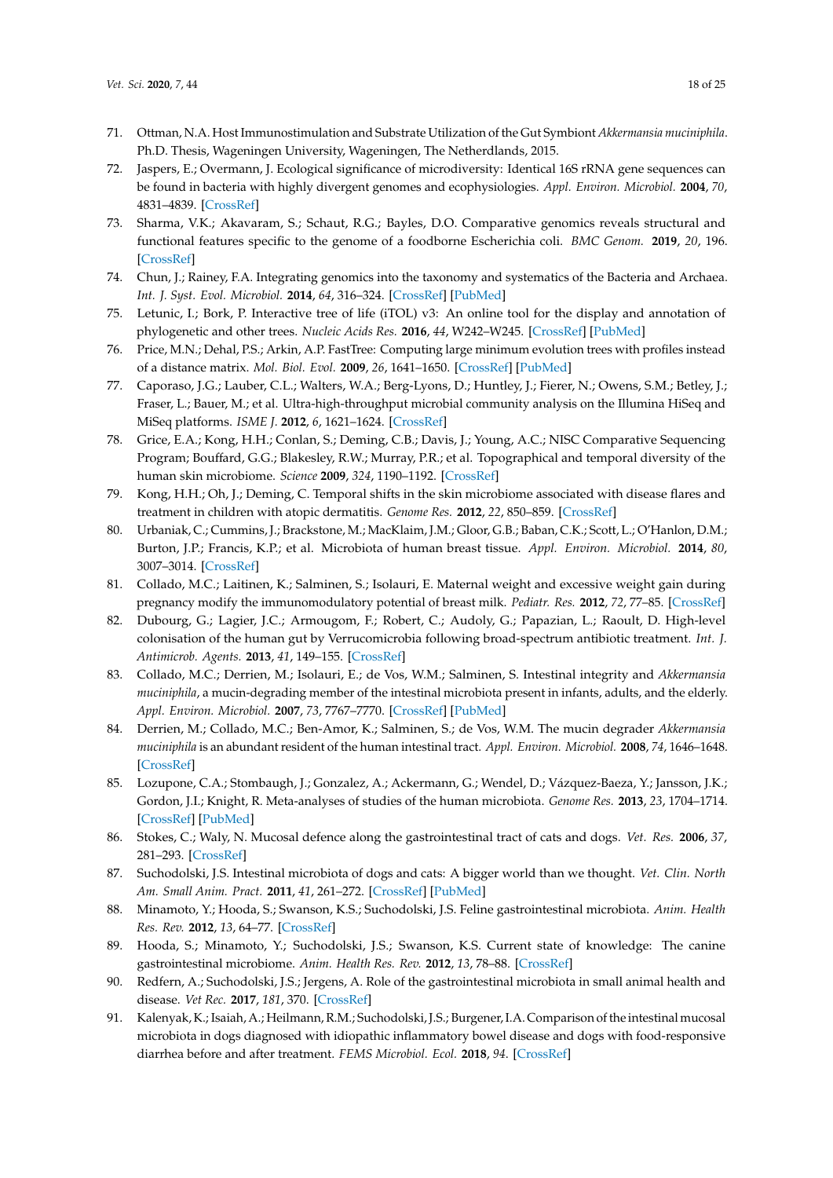71. Ottman, N.A. Host Immunostimulation and Substrate Utilization of the Gut Symbiont *Akkermansia muciniphila*. Ph.D. Thesis, Wageningen University, Wageningen, The Netherlands, 2015.
72. Jaspers, E.; Overmann, J. Ecological significance of microdiversity: Identical 16S rRNA gene sequences can be found in bacteria with highly divergent genomes and ecophysiologies. *Appl. Environ. Microbiol.* **2004**, *70*, 4831–4839. [CrossRef]
73. Sharma, V.K.; Akavaram, S.; Schaut, R.G.; Bayles, D.O. Comparative genomics reveals structural and functional features specific to the genome of a foodborne Escherichia coli. *BMC Genom.* **2019**, *20*, 196. [CrossRef]
74. Chun, J.; Rainey, F.A. Integrating genomics into the taxonomy and systematics of the Bacteria and Archaea. *Int. J. Syst. Evol. Microbiol.* **2014**, *64*, 316–324. [CrossRef] [PubMed]
75. Letunic, I.; Bork, P. Interactive tree of life (iTOL) v3: An online tool for the display and annotation of phylogenetic and other trees. *Nucleic Acids Res.* **2016**, *44*, W242–W245. [CrossRef] [PubMed]
76. Price, M.N.; Dehal, P.S.; Arkin, A.P. FastTree: Computing large minimum evolution trees with profiles instead of a distance matrix. *Mol. Biol. Evol.* **2009**, *26*, 1641–1650. [CrossRef] [PubMed]
77. Caporaso, J.G.; Lauber, C.L.; Walters, W.A.; Berg-Lyons, D.; Huntley, J.; Fierer, N.; Owens, S.M.; Betley, J.; Fraser, L.; Bauer, M.; et al. Ultra-high-throughput microbial community analysis on the Illumina HiSeq and MiSeq platforms. *ISME J.* **2012**, *6*, 1621–1624. [CrossRef]
78. Grice, E.A.; Kong, H.H.; Conlan, S.; Deming, C.B.; Davis, J.; Young, A.C.; NISC Comparative Sequencing Program; Bouffard, G.G.; Blakesley, R.W.; Murray, P.R.; et al. Topographical and temporal diversity of the human skin microbiome. *Science* **2009**, *324*, 1190–1192. [CrossRef]
79. Kong, H.H.; Oh, J.; Deming, C. Temporal shifts in the skin microbiome associated with disease flares and treatment in children with atopic dermatitis. *Genome Res.* **2012**, *22*, 850–859. [CrossRef]
80. Urbaniak, C.; Cummins, J.; Brackstone, M.; MacKlaim, J.M.; Gloor, G.B.; Baban, C.K.; Scott, L.; O'Hanlon, D.M.; Burton, J.P.; Francis, K.P.; et al. Microbiota of human breast tissue. *Appl. Environ. Microbiol.* **2014**, *80*, 3007–3014. [CrossRef]
81. Collado, M.C.; Laitinen, K.; Salminen, S.; Isolauri, E. Maternal weight and excessive weight gain during pregnancy modify the immunomodulatory potential of breast milk. *Pediatr. Res.* **2012**, *72*, 77–85. [CrossRef]
82. Dubourg, G.; Lagier, J.C.; Armougom, F.; Robert, C.; Audoly, G.; Papazian, L.; Raoult, D. High-level colonisation of the human gut by Verrucomicrobia following broad-spectrum antibiotic treatment. *Int. J. Antimicrob. Agents.* **2013**, *41*, 149–155. [CrossRef]
83. Collado, M.C.; Derrien, M.; Isolauri, E.; de Vos, W.M.; Salminen, S. Intestinal integrity and *Akkermansia muciniphila*, a mucin-degrading member of the intestinal microbiota present in infants, adults, and the elderly. *Appl. Environ. Microbiol.* **2007**, *73*, 7767–7770. [CrossRef] [PubMed]
84. Derrien, M.; Collado, M.C.; Ben-Amor, K.; Salminen, S.; de Vos, W.M. The mucin degrader *Akkermansia muciniphila* is an abundant resident of the human intestinal tract. *Appl. Environ. Microbiol.* **2008**, *74*, 1646–1648. [CrossRef]
85. Lozupone, C.A.; Stombaugh, J.; Gonzalez, A.; Ackermann, G.; Wendel, D.; Vázquez-Baeza, Y.; Jansson, J.K.; Gordon, J.I.; Knight, R. Meta-analyses of studies of the human microbiota. *Genome Res.* **2013**, *23*, 1704–1714. [CrossRef] [PubMed]
86. Stokes, C.; Waly, N. Mucosal defence along the gastrointestinal tract of cats and dogs. *Vet. Res.* **2006**, *37*, 281–293. [CrossRef]
87. Suchodolski, J.S. Intestinal microbiota of dogs and cats: A bigger world than we thought. *Vet. Clin. North Am. Small Anim. Pract.* **2011**, *41*, 261–272. [CrossRef] [PubMed]
88. Minamoto, Y.; Hooda, S.; Swanson, K.S.; Suchodolski, J.S. Feline gastrointestinal microbiota. *Anim. Health Res. Rev.* **2012**, *13*, 64–77. [CrossRef]
89. Hooda, S.; Minamoto, Y.; Suchodolski, J.S.; Swanson, K.S. Current state of knowledge: The canine gastrointestinal microbiome. *Anim. Health Res. Rev.* **2012**, *13*, 78–88. [CrossRef]
90. Redfern, A.; Suchodolski, J.S.; Jergens, A. Role of the gastrointestinal microbiota in small animal health and disease. *Vet Rec.* **2017**, *181*, 370. [CrossRef]
91. Kalenyak, K.; Isaiah, A.; Heilmann, R.M.; Suchodolski, J.S.; Burgener, I.A. Comparison of the intestinal mucosal microbiota in dogs diagnosed with idiopathic inflammatory bowel disease and dogs with food-responsive diarrhea before and after treatment. *FEMS Microbiol. Ecol.* **2018**, *94*. [CrossRef]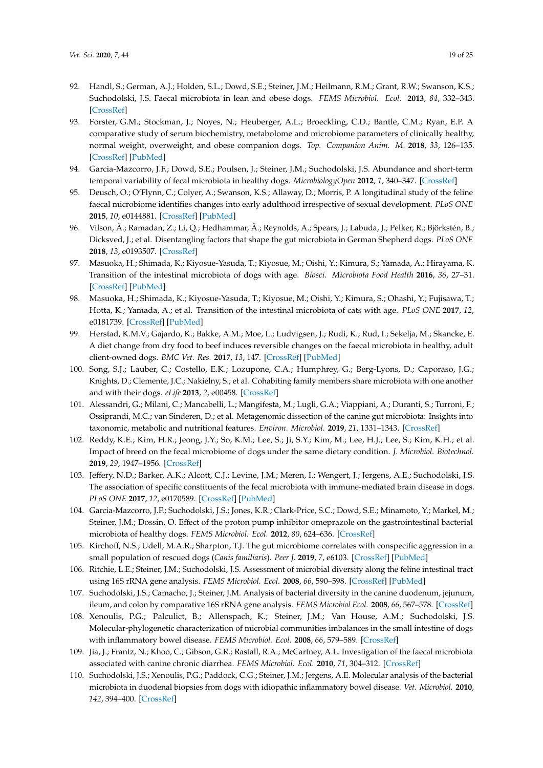92. Handl, S.; German, A.J.; Holden, S.L.; Dowd, S.E.; Steiner, J.M.; Heilmann, R.M.; Grant, R.W.; Swanson, K.S.; Suchodolski, J.S. Faecal microbiota in lean and obese dogs. *FEMS Microbiol. Ecol.* **2013**, *84*, 332–343. [CrossRef]
93. Forster, G.M.; Stockman, J.; Noyes, N.; Heuberger, A.L.; Broeckling, C.D.; Bantle, C.M.; Ryan, E.P. A comparative study of serum biochemistry, metabolome and microbiome parameters of clinically healthy, normal weight, overweight, and obese companion dogs. *Top. Companion Anim. M.* **2018**, *33*, 126–135. [CrossRef] [PubMed]
94. Garcia-Mazcorro, J.F.; Dowd, S.E.; Poulsen, J.; Steiner, J.M.; Suchodolski, J.S. Abundance and short-term temporal variability of fecal microbiota in healthy dogs. *MicrobiologyOpen* **2012**, *1*, 340–347. [CrossRef]
95. Deusch, O.; O'Flynn, C.; Colyer, A.; Swanson, K.S.; Allaway, D.; Morris, P. A longitudinal study of the feline faecal microbiome identifies changes into early adulthood irrespective of sexual development. *PLoS ONE* **2015**, *10*, e0144881. [CrossRef] [PubMed]
96. Vilson, Å.; Ramadan, Z.; Li, Q.; Hedhammar, Å.; Reynolds, A.; Spears, J.; Labuda, J.; Pelker, R.; Björkstén, B.; Dicksved, J.; et al. Disentangling factors that shape the gut microbiota in German Shepherd dogs. *PLoS ONE* **2018**, *13*, e0193507. [CrossRef]
97. Masuoka, H.; Shimada, K.; Kiyosue-Yasuda, T.; Kiyosue, M.; Oishi, Y.; Kimura, S.; Yamada, A.; Hirayama, K. Transition of the intestinal microbiota of dogs with age. *Biosci. Microbiota Food Health* **2016**, *36*, 27–31. [CrossRef] [PubMed]
98. Masuoka, H.; Shimada, K.; Kiyosue-Yasuda, T.; Kiyosue, M.; Oishi, Y.; Kimura, S.; Ohashi, Y.; Fujisawa, T.; Hotta, K.; Yamada, A.; et al. Transition of the intestinal microbiota of cats with age. *PLoS ONE* **2017**, *12*, e0181739. [CrossRef] [PubMed]
99. Herstad, K.M.V.; Gajardo, K.; Bakke, A.M.; Moe, L.; Ludvigsen, J.; Rudi, K.; Rud, I.; Sekelja, M.; Skancke, E. A diet change from dry food to beef induces reversible changes on the faecal microbiota in healthy, adult client-owned dogs. *BMC Vet. Res.* **2017**, *13*, 147. [CrossRef] [PubMed]
100. Song, S.J.; Lauber, C.; Costello, E.K.; Lozupone, C.A.; Humphrey, G.; Berg-Lyons, D.; Caporaso, J.G.; Knights, D.; Clemente, J.C.; Nakielny, S.; et al. Cohabiting family members share microbiota with one another and with their dogs. *eLife* **2013**, *2*, e00458. [CrossRef]
101. Alessandri, G.; Milani, C.; Mancabelli, L.; Mangifesta, M.; Lugli, G.A.; Viappiani, A.; Duranti, S.; Turroni, F.; Ossiprandi, M.C.; van Sinderen, D.; et al. Metagenomic dissection of the canine gut microbiota: Insights into taxonomic, metabolic and nutritional features. *Environ. Microbiol.* **2019**, *21*, 1331–1343. [CrossRef]
102. Reddy, K.E.; Kim, H.R.; Jeong, J.Y.; So, K.M.; Lee, S.; Ji, S.Y.; Kim, M.; Lee, H.J.; Lee, S.; Kim, K.H.; et al. Impact of breed on the fecal microbiome of dogs under the same dietary condition. *J. Microbiol. Biotechnol.* **2019**, *29*, 1947–1956. [CrossRef]
103. Jeffery, N.D.; Barker, A.K.; Alcott, C.J.; Levine, J.M.; Meren, I.; Wengert, J.; Jergens, A.E.; Suchodolski, J.S. The association of specific constituents of the fecal microbiota with immune-mediated brain disease in dogs. *PLoS ONE* **2017**, *12*, e0170589. [CrossRef] [PubMed]
104. Garcia-Mazcorro, J.F.; Suchodolski, J.S.; Jones, K.R.; Clark-Price, S.C.; Dowd, S.E.; Minamoto, Y.; Markel, M.; Steiner, J.M.; Dossin, O. Effect of the proton pump inhibitor omeprazole on the gastrointestinal bacterial microbiota of healthy dogs. *FEMS Microbiol. Ecol.* **2012**, *80*, 624–636. [CrossRef]
105. Kirchoff, N.S.; Udell, M.A.R.; Sharpton, T.J. The gut microbiome correlates with conspecific aggression in a small population of rescued dogs (*Canis familiaris*). *Peer J.* **2019**, *7*, e6103. [CrossRef] [PubMed]
106. Ritchie, L.E.; Steiner, J.M.; Suchodolski, J.S. Assessment of microbial diversity along the feline intestinal tract using 16S rRNA gene analysis. *FEMS Microbiol. Ecol.* **2008**, *66*, 590–598. [CrossRef] [PubMed]
107. Suchodolski, J.S.; Camacho, J.; Steiner, J.M. Analysis of bacterial diversity in the canine duodenum, jejunum, ileum, and colon by comparative 16S rRNA gene analysis. *FEMS Microbiol Ecol.* **2008**, *66*, 567–578. [CrossRef]
108. Xenoulis, P.G.; Palculict, B.; Allenspach, K.; Steiner, J.M.; Van House, A.M.; Suchodolski, J.S. Molecular-phylogenetic characterization of microbial communities imbalances in the small intestine of dogs with inflammatory bowel disease. *FEMS Microbiol. Ecol.* **2008**, *66*, 579–589. [CrossRef]
109. Jia, J.; Frantz, N.; Khoo, C.; Gibson, G.R.; Rastall, R.A.; McCartney, A.L. Investigation of the faecal microbiota associated with canine chronic diarrhea. *FEMS Microbiol. Ecol.* **2010**, *71*, 304–312. [CrossRef]
110. Suchodolski, J.S.; Xenoulis, P.G.; Paddock, C.G.; Steiner, J.M.; Jergens, A.E. Molecular analysis of the bacterial microbiota in duodenal biopsies from dogs with idiopathic inflammatory bowel disease. *Vet. Microbiol.* **2010**, *142*, 394–400. [CrossRef]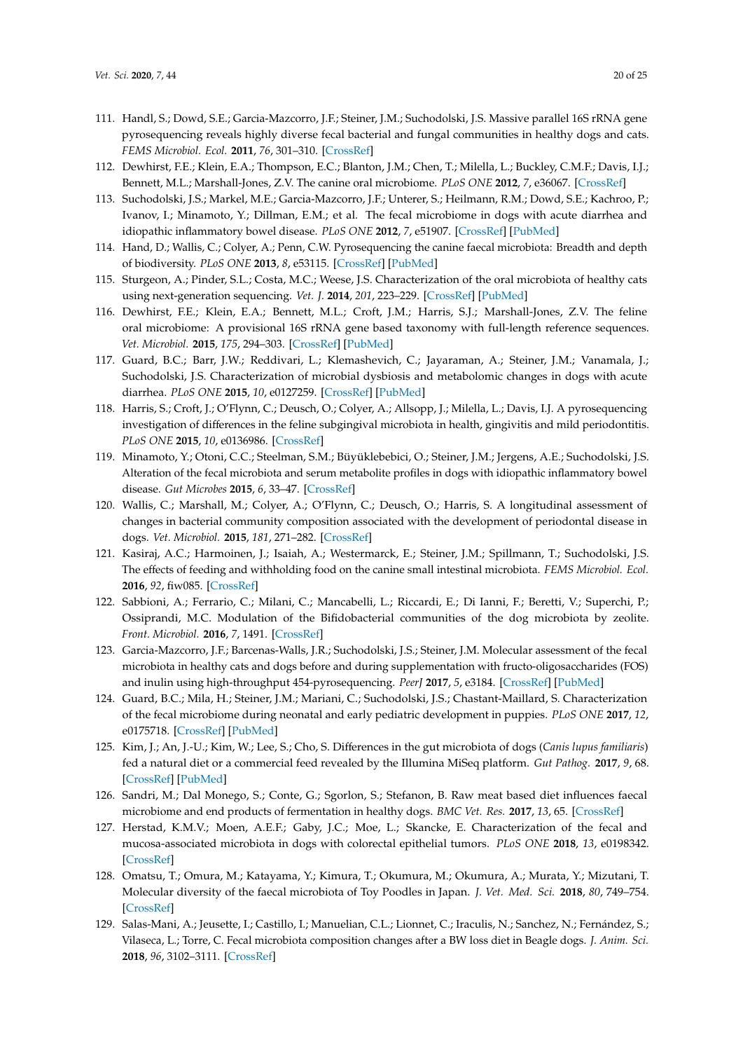111. Handl, S.; Dowd, S.E.; Garcia-Mazcorro, J.F.; Steiner, J.M.; Suchodolski, J.S. Massive parallel 16S rRNA gene pyrosequencing reveals highly diverse fecal bacterial and fungal communities in healthy dogs and cats. *FEMS Microbiol. Ecol.* **2011**, *76*, 301–310. [CrossRef]
112. Dewhirst, F.E.; Klein, E.A.; Thompson, E.C.; Blanton, J.M.; Chen, T.; Milella, L.; Buckley, C.M.F.; Davis, I.J.; Bennett, M.L.; Marshall-Jones, Z.V. The canine oral microbiome. *PLoS ONE* **2012**, *7*, e36067. [CrossRef]
113. Suchodolski, J.S.; Markel, M.E.; Garcia-Mazcorro, J.F.; Unterer, S.; Heilmann, R.M.; Dowd, S.E.; Kachroo, P.; Ivanov, I.; Minamoto, Y.; Dillman, E.M.; et al. The fecal microbiome in dogs with acute diarrhea and idiopathic inflammatory bowel disease. *PLoS ONE* **2012**, *7*, e51907. [CrossRef] [PubMed]
114. Hand, D.; Wallis, C.; Colyer, A.; Penn, C.W. Pyrosequencing the canine faecal microbiota: Breadth and depth of biodiversity. *PLoS ONE* **2013**, *8*, e53115. [CrossRef] [PubMed]
115. Sturgeon, A.; Pinder, S.L.; Costa, M.C.; Weese, J.S. Characterization of the oral microbiota of healthy cats using next-generation sequencing. *Vet. J.* **2014**, *201*, 223–229. [CrossRef] [PubMed]
116. Dewhirst, F.E.; Klein, E.A.; Bennett, M.L.; Croft, J.M.; Harris, S.J.; Marshall-Jones, Z.V. The feline oral microbiome: A provisional 16S rRNA gene based taxonomy with full-length reference sequences. *Vet. Microbiol.* **2015**, *175*, 294–303. [CrossRef] [PubMed]
117. Guard, B.C.; Barr, J.W.; Reddivari, L.; Klemashevich, C.; Jayaraman, A.; Steiner, J.M.; Vanamala, J.; Suchodolski, J.S. Characterization of microbial dysbiosis and metabolomic changes in dogs with acute diarrhea. *PLoS ONE* **2015**, *10*, e0127259. [CrossRef] [PubMed]
118. Harris, S.; Croft, J.; O'Flynn, C.; Deusch, O.; Colyer, A.; Allsopp, J.; Milella, L.; Davis, I.J. A pyrosequencing investigation of differences in the feline subgingival microbiota in health, gingivitis and mild periodontitis. *PLoS ONE* **2015**, *10*, e0136986. [CrossRef]
119. Minamoto, Y.; Otoni, C.C.; Steelman, S.M.; Büyüklebebici, O.; Steiner, J.M.; Jergens, A.E.; Suchodolski, J.S. Alteration of the fecal microbiota and serum metabolite profiles in dogs with idiopathic inflammatory bowel disease. *Gut Microbes* **2015**, *6*, 33–47. [CrossRef]
120. Wallis, C.; Marshall, M.; Colyer, A.; O'Flynn, C.; Deusch, O.; Harris, S. A longitudinal assessment of changes in bacterial community composition associated with the development of periodontal disease in dogs. *Vet. Microbiol.* **2015**, *181*, 271–282. [CrossRef]
121. Kasiraj, A.C.; Harmoinen, J.; Isaiah, A.; Westermarck, E.; Steiner, J.M.; Spillmann, T.; Suchodolski, J.S. The effects of feeding and withholding food on the canine small intestinal microbiota. *FEMS Microbiol. Ecol.* **2016**, *92*, fiw085. [CrossRef]
122. Sabbioni, A.; Ferrario, C.; Milani, C.; Mancabelli, L.; Riccardi, E.; Di Ianni, F.; Beretti, V.; Superchi, P.; Ossiprandi, M.C. Modulation of the Bifidobacterial communities of the dog microbiota by zeolite. *Front. Microbiol.* **2016**, *7*, 1491. [CrossRef]
123. Garcia-Mazcorro, J.F.; Barcenas-Walls, J.R.; Suchodolski, J.S.; Steiner, J.M. Molecular assessment of the fecal microbiota in healthy cats and dogs before and during supplementation with fructo-oligosaccharides (FOS) and inulin using high-throughput 454-pyrosequencing. *PeerJ* **2017**, *5*, e3184. [CrossRef] [PubMed]
124. Guard, B.C.; Mila, H.; Steiner, J.M.; Mariani, C.; Suchodolski, J.S.; Chastant-Maillard, S. Characterization of the fecal microbiome during neonatal and early pediatric development in puppies. *PLoS ONE* **2017**, *12*, e0175718. [CrossRef] [PubMed]
125. Kim, J.; An, J.-U.; Kim, W.; Lee, S.; Cho, S. Differences in the gut microbiota of dogs (*Canis lupus familiaris*) fed a natural diet or a commercial feed revealed by the Illumina MiSeq platform. *Gut Pathog.* **2017**, *9*, 68. [CrossRef] [PubMed]
126. Sandri, M.; Dal Monego, S.; Conte, G.; Sgorlon, S.; Stefanon, B. Raw meat based diet influences faecal microbiome and end products of fermentation in healthy dogs. *BMC Vet. Res.* **2017**, *13*, 65. [CrossRef]
127. Herstad, K.M.V.; Moen, A.E.F.; Gaby, J.C.; Moe, L.; Skancke, E. Characterization of the fecal and mucosa-associated microbiota in dogs with colorectal epithelial tumors. *PLoS ONE* **2018**, *13*, e0198342. [CrossRef]
128. Omatsu, T.; Omura, M.; Katayama, Y.; Kimura, T.; Okumura, M.; Okumura, A.; Murata, Y.; Mizutani, T. Molecular diversity of the faecal microbiota of Toy Poodles in Japan. *J. Vet. Med. Sci.* **2018**, *80*, 749–754. [CrossRef]
129. Salas-Mani, A.; Jeusette, I.; Castillo, I.; Manuelian, C.L.; Lionnet, C.; Iraculis, N.; Sanchez, N.; Fernández, S.; Vilaseca, L.; Torre, C. Fecal microbiota composition changes after a BW loss diet in Beagle dogs. *J. Anim. Sci.* **2018**, *96*, 3102–3111. [CrossRef]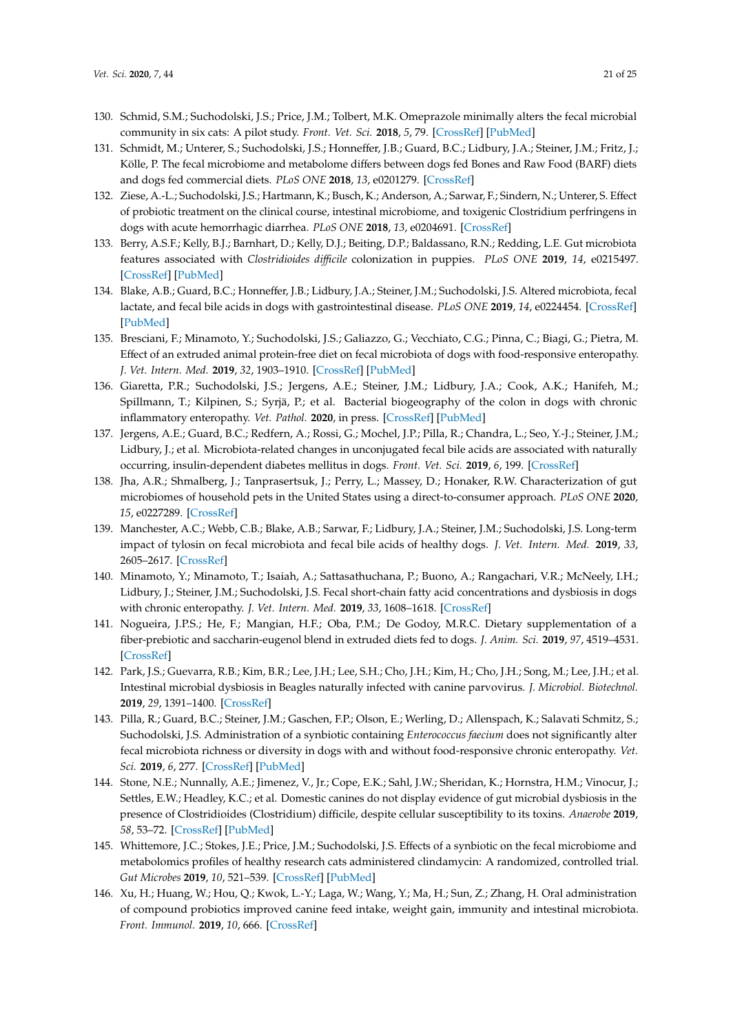130. Schmid, S.M.; Suchodolski, J.S.; Price, J.M.; Tolbert, M.K. Omeprazole minimally alters the fecal microbial community in six cats: A pilot study. *Front. Vet. Sci.* **2018**, *5*, 79. [CrossRef] [PubMed]
131. Schmidt, M.; Unterer, S.; Suchodolski, J.S.; Honneffer, J.B.; Guard, B.C.; Lidbury, J.A.; Steiner, J.M.; Fritz, J.; Kölle, P. The fecal microbiome and metabolome differs between dogs fed Bones and Raw Food (BARF) diets and dogs fed commercial diets. *PLoS ONE* **2018**, *13*, e0201279. [CrossRef]
132. Ziese, A.-L.; Suchodolski, J.S.; Hartmann, K.; Busch, K.; Anderson, A.; Sarwar, F.; Sindern, N.; Unterer, S. Effect of probiotic treatment on the clinical course, intestinal microbiome, and toxigenic Clostridium perfringens in dogs with acute hemorrhagic diarrhea. *PLoS ONE* **2018**, *13*, e0204691. [CrossRef]
133. Berry, A.S.F.; Kelly, B.J.; Barnhart, D.; Kelly, D.J.; Beiting, D.P.; Baldassano, R.N.; Redding, L.E. Gut microbiota features associated with *Clostridioides difficile* colonization in puppies. *PLoS ONE* **2019**, *14*, e0215497. [CrossRef] [PubMed]
134. Blake, A.B.; Guard, B.C.; Honneffer, J.B.; Lidbury, J.A.; Steiner, J.M.; Suchodolski, J.S. Altered microbiota, fecal lactate, and fecal bile acids in dogs with gastrointestinal disease. *PLoS ONE* **2019**, *14*, e0224454. [CrossRef] [PubMed]
135. Bresciani, F.; Minamoto, Y.; Suchodolski, J.S.; Galiazzo, G.; Vecchiato, C.G.; Pinna, C.; Biagi, G.; Pietra, M. Effect of an extruded animal protein-free diet on fecal microbiota of dogs with food-responsive enteropathy. *J. Vet. Intern. Med.* **2019**, *32*, 1903–1910. [CrossRef] [PubMed]
136. Giaretta, P.R.; Suchodolski, J.S.; Jergens, A.E.; Steiner, J.M.; Lidbury, J.A.; Cook, A.K.; Hanifeh, M.; Spillmann, T.; Kilpinen, S.; Syrjä, P.; et al. Bacterial biogeography of the colon in dogs with chronic inflammatory enteropathy. *Vet. Pathol.* **2020**, in press. [CrossRef] [PubMed]
137. Jergens, A.E.; Guard, B.C.; Redfern, A.; Rossi, G.; Mochel, J.P.; Pilla, R.; Chandra, L.; Seo, Y.-J.; Steiner, J.M.; Lidbury, J.; et al. Microbiota-related changes in unconjugated fecal bile acids are associated with naturally occurring, insulin-dependent diabetes mellitus in dogs. *Front. Vet. Sci.* **2019**, *6*, 199. [CrossRef]
138. Jha, A.R.; Shmalberg, J.; Tanprasertsuk, J.; Perry, L.; Massey, D.; Honaker, R.W. Characterization of gut microbiomes of household pets in the United States using a direct-to-consumer approach. *PLoS ONE* **2020**, *15*, e0227289. [CrossRef]
139. Manchester, A.C.; Webb, C.B.; Blake, A.B.; Sarwar, F.; Lidbury, J.A.; Steiner, J.M.; Suchodolski, J.S. Long-term impact of tylosin on fecal microbiota and fecal bile acids of healthy dogs. *J. Vet. Intern. Med.* **2019**, *33*, 2605–2617. [CrossRef]
140. Minamoto, Y.; Minamoto, T.; Isaiah, A.; Sattasathuchana, P.; Buono, A.; Rangachari, V.R.; McNeely, I.H.; Lidbury, J.; Steiner, J.M.; Suchodolski, J.S. Fecal short-chain fatty acid concentrations and dysbiosis in dogs with chronic enteropathy. *J. Vet. Intern. Med.* **2019**, *33*, 1608–1618. [CrossRef]
141. Nogueira, J.P.S.; He, F.; Mangian, H.F.; Oba, P.M.; De Godoy, M.R.C. Dietary supplementation of a fiber-prebiotic and saccharin-eugenol blend in extruded diets fed to dogs. *J. Anim. Sci.* **2019**, *97*, 4519–4531. [CrossRef]
142. Park, J.S.; Guevarra, R.B.; Kim, B.R.; Lee, J.H.; Lee, S.H.; Cho, J.H.; Kim, H.; Cho, J.H.; Song, M.; Lee, J.H.; et al. Intestinal microbial dysbiosis in Beagles naturally infected with canine parvovirus. *J. Microbiol. Biotechnol.* **2019**, *29*, 1391–1400. [CrossRef]
143. Pilla, R.; Guard, B.C.; Steiner, J.M.; Gaschen, F.P.; Olson, E.; Werling, D.; Allenspach, K.; Salavati Schmitz, S.; Suchodolski, J.S. Administration of a synbiotic containing *Enterococcus faecium* does not significantly alter fecal microbiota richness or diversity in dogs with and without food-responsive chronic enteropathy. *Vet. Sci.* **2019**, *6*, 277. [CrossRef] [PubMed]
144. Stone, N.E.; Nunnally, A.E.; Jimenez, V., Jr.; Cope, E.K.; Sahl, J.W.; Sheridan, K.; Hornstra, H.M.; Vinocur, J.; Settles, E.W.; Headley, K.C.; et al. Domestic canines do not display evidence of gut microbial dysbiosis in the presence of Clostridioides (Clostridium) difficile, despite cellular susceptibility to its toxins. *Anaerobe* **2019**, *58*, 53–72. [CrossRef] [PubMed]
145. Whittemore, J.C.; Stokes, J.E.; Price, J.M.; Suchodolski, J.S. Effects of a synbiotic on the fecal microbiome and metabolomics profiles of healthy research cats administered clindamycin: A randomized, controlled trial. *Gut Microbes* **2019**, *10*, 521–539. [CrossRef] [PubMed]
146. Xu, H.; Huang, W.; Hou, Q.; Kwok, L.-Y.; Laga, W.; Wang, Y.; Ma, H.; Sun, Z.; Zhang, H. Oral administration of compound probiotics improved canine feed intake, weight gain, immunity and intestinal microbiota. *Front. Immunol.* **2019**, *10*, 666. [CrossRef]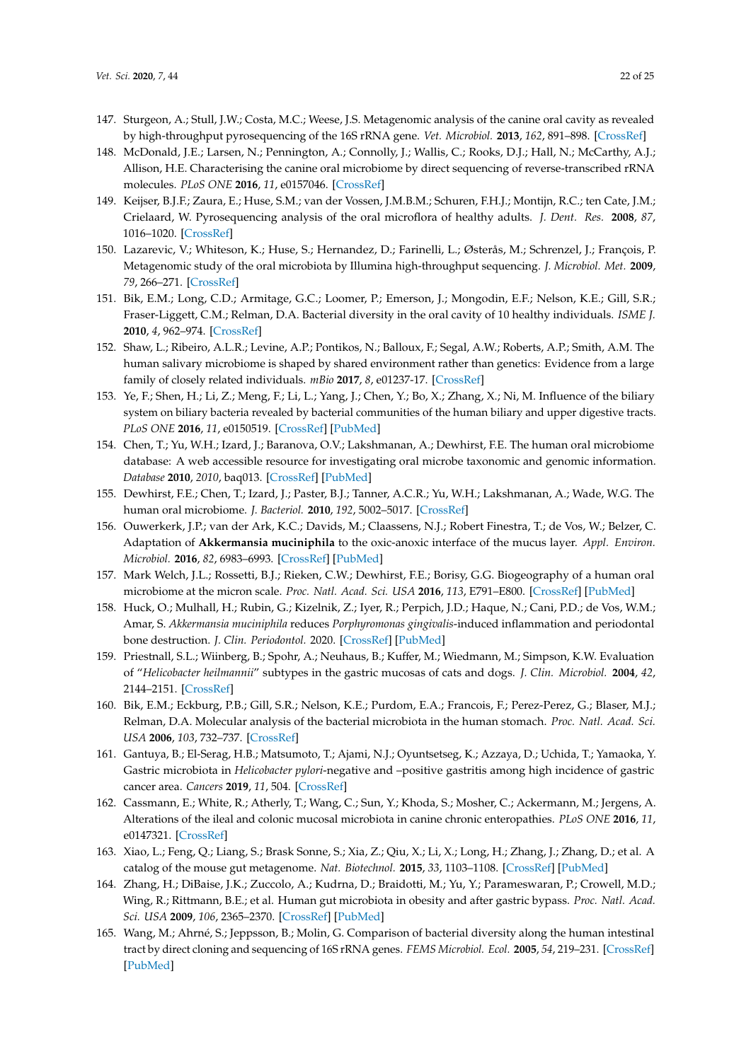147. Sturgeon, A.; Stull, J.W.; Costa, M.C.; Weese, J.S. Metagenomic analysis of the canine oral cavity as revealed by high-throughput pyrosequencing of the 16S rRNA gene. *Vet. Microbiol.* **2013**, *162*, 891–898. [CrossRef]
148. McDonald, J.E.; Larsen, N.; Pennington, A.; Connolly, J.; Wallis, C.; Rooks, D.J.; Hall, N.; McCarthy, A.J.; Allison, H.E. Characterising the canine oral microbiome by direct sequencing of reverse-transcribed rRNA molecules. *PLoS ONE* **2016**, *11*, e0157046. [CrossRef]
149. Keijser, B.J.F.; Zaura, E.; Huse, S.M.; van der Vossen, J.M.B.M.; Schuren, F.H.J.; Montijn, R.C.; ten Cate, J.M.; Crielaard, W. Pyrosequencing analysis of the oral microflora of healthy adults. *J. Dent. Res.* **2008**, *87*, 1016–1020. [CrossRef]
150. Lazarevic, V.; Whiteson, K.; Huse, S.; Hernandez, D.; Farinelli, L.; Østerås, M.; Schrenzel, J.; François, P. Metagenomic study of the oral microbiota by Illumina high-throughput sequencing. *J. Microbiol. Met.* **2009**, *79*, 266–271. [CrossRef]
151. Bik, E.M.; Long, C.D.; Armitage, G.C.; Loomer, P.; Emerson, J.; Mongodin, E.F.; Nelson, K.E.; Gill, S.R.; Fraser-Liggett, C.M.; Relman, D.A. Bacterial diversity in the oral cavity of 10 healthy individuals. *ISME J.* **2010**, *4*, 962–974. [CrossRef]
152. Shaw, L.; Ribeiro, A.L.R.; Levine, A.P.; Pontikos, N.; Balloux, F.; Segal, A.W.; Roberts, A.P.; Smith, A.M. The human salivary microbiome is shaped by shared environment rather than genetics: Evidence from a large family of closely related individuals. *mBio* **2017**, *8*, e01237-17. [CrossRef]
153. Ye, F.; Shen, H.; Li, Z.; Meng, F.; Li, L.; Yang, J.; Chen, Y.; Bo, X.; Zhang, X.; Ni, M. Influence of the biliary system on biliary bacteria revealed by bacterial communities of the human biliary and upper digestive tracts. *PLoS ONE* **2016**, *11*, e0150519. [CrossRef] [PubMed]
154. Chen, T.; Yu, W.H.; Izard, J.; Baranova, O.V.; Lakshmanan, A.; Dewhirst, F.E. The human oral microbiome database: A web accessible resource for investigating oral microbe taxonomic and genomic information. *Database* **2010**, *2010*, baq013. [CrossRef] [PubMed]
155. Dewhirst, F.E.; Chen, T.; Izard, J.; Paster, B.J.; Tanner, A.C.R.; Yu, W.H.; Lakshmanan, A.; Wade, W.G. The human oral microbiome. *J. Bacteriol.* **2010**, *192*, 5002–5017. [CrossRef]
156. Ouwerkerk, J.P.; van der Ark, K.C.; Davids, M.; Claassens, N.J.; Robert Finestra, T.; de Vos, W.; Belzer, C. Adaptation of **Akkermansia muciniphila** to the oxic-anoxic interface of the mucus layer. *Appl. Environ. Microbiol.* **2016**, *82*, 6983–6993. [CrossRef] [PubMed]
157. Mark Welch, J.L.; Rossetti, B.J.; Rieken, C.W.; Dewhirst, F.E.; Borisy, G.G. Biogeography of a human oral microbiome at the micron scale. *Proc. Natl. Acad. Sci. USA* **2016**, *113*, E791–E800. [CrossRef] [PubMed]
158. Huck, O.; Mulhall, H.; Rubin, G.; Kizelnik, Z.; Iyer, R.; Perpich, J.D.; Haque, N.; Cani, P.D.; de Vos, W.M.; Amar, S. *Akkermansia muciniphila* reduces *Porphyromonas gingivalis*-induced inflammation and periodontal bone destruction. *J. Clin. Periodontol.* 2020. [CrossRef] [PubMed]
159. Priestnall, S.L.; Wiinberg, B.; Spohr, A.; Neuhaus, B.; Kuffer, M.; Wiedmann, M.; Simpson, K.W. Evaluation of "*Helicobacter heilmannii*" subtypes in the gastric mucosas of cats and dogs. *J. Clin. Microbiol.* **2004**, *42*, 2144–2151. [CrossRef]
160. Bik, E.M.; Eckburg, P.B.; Gill, S.R.; Nelson, K.E.; Purdom, E.A.; Francois, F.; Perez-Perez, G.; Blaser, M.J.; Relman, D.A. Molecular analysis of the bacterial microbiota in the human stomach. *Proc. Natl. Acad. Sci. USA* **2006**, *103*, 732–737. [CrossRef]
161. Gantuya, B.; El-Serag, H.B.; Matsumoto, T.; Ajami, N.J.; Oyuntsetseg, K.; Azzaya, D.; Uchida, T.; Yamaoka, Y. Gastric microbiota in *Helicobacter pylori*-negative and –positive gastritis among high incidence of gastric cancer area. *Cancers* **2019**, *11*, 504. [CrossRef]
162. Cassmann, E.; White, R.; Atherly, T.; Wang, C.; Sun, Y.; Khoda, S.; Mosher, C.; Ackermann, M.; Jergens, A. Alterations of the ileal and colonic mucosal microbiota in canine chronic enteropathies. *PLoS ONE* **2016**, *11*, e0147321. [CrossRef]
163. Xiao, L.; Feng, Q.; Liang, S.; Brask Sonne, S.; Xia, Z.; Qiu, X.; Li, X.; Long, H.; Zhang, J.; Zhang, D.; et al. A catalog of the mouse gut metagenome. *Nat. Biotechnol.* **2015**, *33*, 1103–1108. [CrossRef] [PubMed]
164. Zhang, H.; DiBaise, J.K.; Zuccolo, A.; Kudrna, D.; Braidotti, M.; Yu, Y.; Parameswaran, P.; Crowell, M.D.; Wing, R.; Rittmann, B.E.; et al. Human gut microbiota in obesity and after gastric bypass. *Proc. Natl. Acad. Sci. USA* **2009**, *106*, 2365–2370. [CrossRef] [PubMed]
165. Wang, M.; Ahrné, S.; Jeppsson, B.; Molin, G. Comparison of bacterial diversity along the human intestinal tract by direct cloning and sequencing of 16S rRNA genes. *FEMS Microbiol. Ecol.* **2005**, *54*, 219–231. [CrossRef] [PubMed]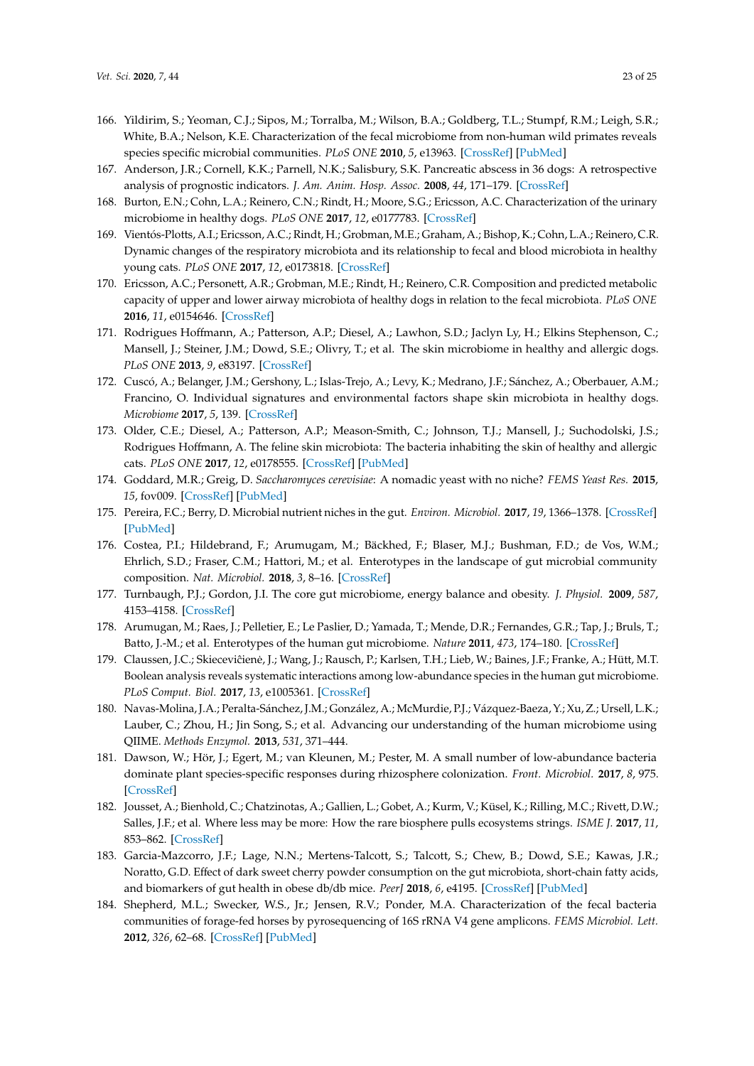166. Yildirim, S.; Yeoman, C.J.; Sipos, M.; Torralba, M.; Wilson, B.A.; Goldberg, T.L.; Stumpf, R.M.; Leigh, S.R.; White, B.A.; Nelson, K.E. Characterization of the fecal microbiome from non-human wild primates reveals species specific microbial communities. *PLoS ONE* **2010**, *5*, e13963. [CrossRef] [PubMed]
167. Anderson, J.R.; Cornell, K.K.; Parnell, N.K.; Salisbury, S.K. Pancreatic abscess in 36 dogs: A retrospective analysis of prognostic indicators. *J. Am. Anim. Hosp. Assoc.* **2008**, *44*, 171–179. [CrossRef]
168. Burton, E.N.; Cohn, L.A.; Reinero, C.N.; Rindt, H.; Moore, S.G.; Ericsson, A.C. Characterization of the urinary microbiome in healthy dogs. *PLoS ONE* **2017**, *12*, e0177783. [CrossRef]
169. Vientós-Plotts, A.I.; Ericsson, A.C.; Rindt, H.; Grobman, M.E.; Graham, A.; Bishop, K.; Cohn, L.A.; Reinero, C.R. Dynamic changes of the respiratory microbiota and its relationship to fecal and blood microbiota in healthy young cats. *PLoS ONE* **2017**, *12*, e0173818. [CrossRef]
170. Ericsson, A.C.; Personett, A.R.; Grobman, M.E.; Rindt, H.; Reinero, C.R. Composition and predicted metabolic capacity of upper and lower airway microbiota of healthy dogs in relation to the fecal microbiota. *PLoS ONE* **2016**, *11*, e0154646. [CrossRef]
171. Rodrigues Hoffmann, A.; Patterson, A.P.; Diesel, A.; Lawhon, S.D.; Jaclyn Ly, H.; Elkins Stephenson, C.; Mansell, J.; Steiner, J.M.; Dowd, S.E.; Olivry, T.; et al. The skin microbiome in healthy and allergic dogs. *PLoS ONE* **2013**, *9*, e83197. [CrossRef]
172. Cuscó, A.; Belanger, J.M.; Gershony, L.; Islas-Trejo, A.; Levy, K.; Medrano, J.F.; Sánchez, A.; Oberbauer, A.M.; Francino, O. Individual signatures and environmental factors shape skin microbiota in healthy dogs. *Microbiome* **2017**, *5*, 139. [CrossRef]
173. Older, C.E.; Diesel, A.; Patterson, A.P.; Meason-Smith, C.; Johnson, T.J.; Mansell, J.; Suchodolski, J.S.; Rodrigues Hoffmann, A. The feline skin microbiota: The bacteria inhabiting the skin of healthy and allergic cats. *PLoS ONE* **2017**, *12*, e0178555. [CrossRef] [PubMed]
174. Goddard, M.R.; Greig, D. *Saccharomyces cerevisiae*: A nomadic yeast with no niche? *FEMS Yeast Res.* **2015**, *15*, fov009. [CrossRef] [PubMed]
175. Pereira, F.C.; Berry, D. Microbial nutrient niches in the gut. *Environ. Microbiol.* **2017**, *19*, 1366–1378. [CrossRef] [PubMed]
176. Costea, P.I.; Hildebrand, F.; Arumugam, M.; Bäckhed, F.; Blaser, M.J.; Bushman, F.D.; de Vos, W.M.; Ehrlich, S.D.; Fraser, C.M.; Hattori, M.; et al. Enterotypes in the landscape of gut microbial community composition. *Nat. Microbiol.* **2018**, *3*, 8–16. [CrossRef]
177. Turnbaugh, P.J.; Gordon, J.I. The core gut microbiome, energy balance and obesity. *J. Physiol.* **2009**, *587*, 4153–4158. [CrossRef]
178. Arumugan, M.; Raes, J.; Pelletier, E.; Le Paslier, D.; Yamada, T.; Mende, D.R.; Fernandes, G.R.; Tap, J.; Bruls, T.; Batto, J.-M.; et al. Enterotypes of the human gut microbiome. *Nature* **2011**, *473*, 174–180. [CrossRef]
179. Claussen, J.C.; Skiecevičienė, J.; Wang, J.; Rausch, P.; Karlsen, T.H.; Lieb, W.; Baines, J.F.; Franke, A.; Hütt, M.T. Boolean analysis reveals systematic interactions among low-abundance species in the human gut microbiome. *PLoS Comput. Biol.* **2017**, *13*, e1005361. [CrossRef]
180. Navas-Molina, J.A.; Peralta-Sánchez, J.M.; González, A.; McMurdie, P.J.; Vázquez-Baeza, Y.; Xu, Z.; Ursell, L.K.; Lauber, C.; Zhou, H.; Jin Song, S.; et al. Advancing our understanding of the human microbiome using QIIME. *Methods Enzymol.* **2013**, *531*, 371–444.
181. Dawson, W.; Hör, J.; Egert, M.; van Kleunen, M.; Pester, M. A small number of low-abundance bacteria dominate plant species-specific responses during rhizosphere colonization. *Front. Microbiol.* **2017**, *8*, 975. [CrossRef]
182. Jousset, A.; Bienhold, C.; Chatzinotas, A.; Gallien, L.; Gobet, A.; Kurm, V.; Küsel, K.; Rilling, M.C.; Rivett, D.W.; Salles, J.F.; et al. Where less may be more: How the rare biosphere pulls ecosystems strings. *ISME J.* **2017**, *11*, 853–862. [CrossRef]
183. Garcia-Mazcorro, J.F.; Lage, N.N.; Mertens-Talcott, S.; Talcott, S.; Chew, B.; Dowd, S.E.; Kawas, J.R.; Noratto, G.D. Effect of dark sweet cherry powder consumption on the gut microbiota, short-chain fatty acids, and biomarkers of gut health in obese db/db mice. *PeerJ* **2018**, *6*, e4195. [CrossRef] [PubMed]
184. Shepherd, M.L.; Swecker, W.S., Jr.; Jensen, R.V.; Ponder, M.A. Characterization of the fecal bacteria communities of forage-fed horses by pyrosequencing of 16S rRNA V4 gene amplicons. *FEMS Microbiol. Lett.* **2012**, *326*, 62–68. [CrossRef] [PubMed]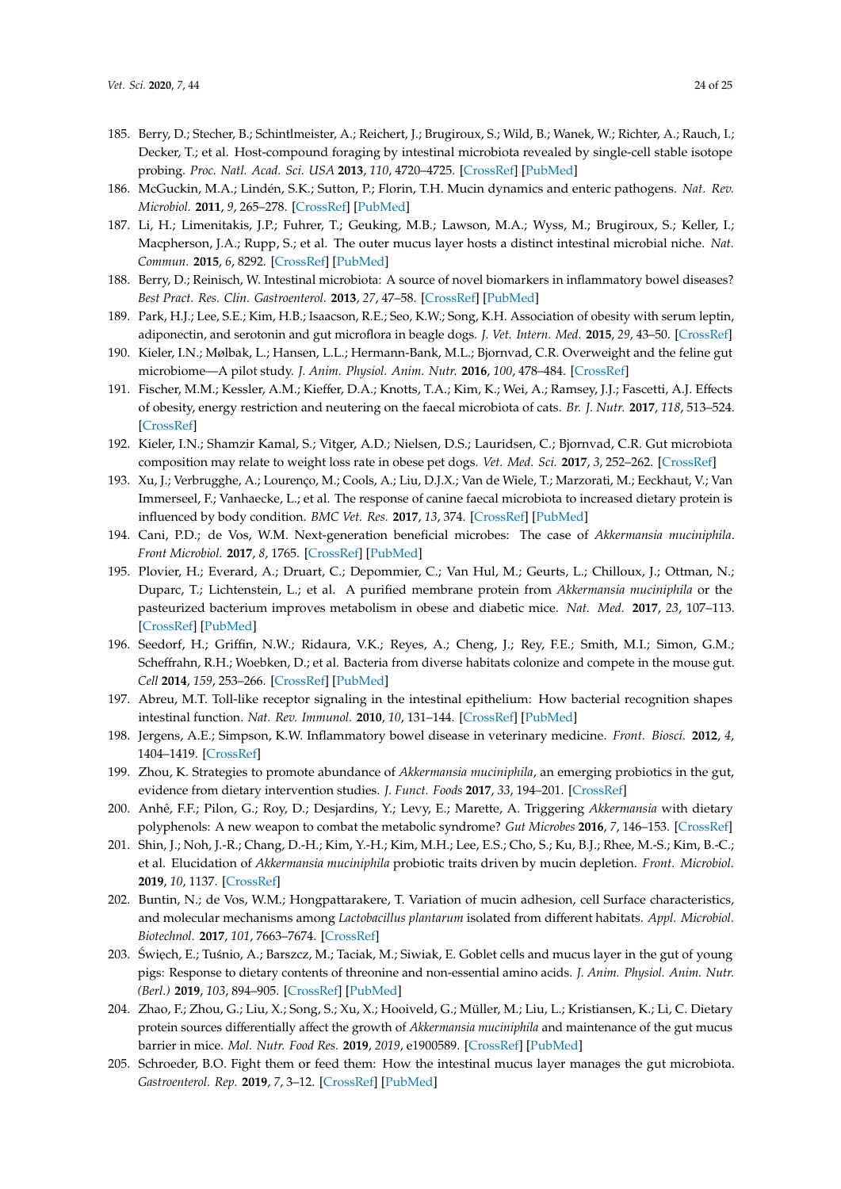185. Berry, D.; Stecher, B.; Schintlmeister, A.; Reichert, J.; Brugiroux, S.; Wild, B.; Wanek, W.; Richter, A.; Rauch, I.; Decker, T.; et al. Host-compound foraging by intestinal microbiota revealed by single-cell stable isotope probing. *Proc. Natl. Acad. Sci. USA* **2013**, *110*, 4720–4725. [CrossRef] [PubMed]
186. McGuckin, M.A.; Lindén, S.K.; Sutton, P.; Florin, T.H. Mucin dynamics and enteric pathogens. *Nat. Rev. Microbiol.* **2011**, *9*, 265–278. [CrossRef] [PubMed]
187. Li, H.; Limenitakis, J.P.; Fuhrer, T.; Geuking, M.B.; Lawson, M.A.; Wyss, M.; Brugiroux, S.; Keller, I.; Macpherson, J.A.; Rupp, S.; et al. The outer mucus layer hosts a distinct intestinal microbial niche. *Nat. Commun.* **2015**, *6*, 8292. [CrossRef] [PubMed]
188. Berry, D.; Reinisch, W. Intestinal microbiota: A source of novel biomarkers in inflammatory bowel diseases? *Best Pract. Res. Clin. Gastroenterol.* **2013**, *27*, 47–58. [CrossRef] [PubMed]
189. Park, H.J.; Lee, S.E.; Kim, H.B.; Isaacson, R.E.; Seo, K.W.; Song, K.H. Association of obesity with serum leptin, adiponectin, and serotonin and gut microflora in beagle dogs. *J. Vet. Intern. Med.* **2015**, *29*, 43–50. [CrossRef]
190. Kieler, I.N.; Mølbak, L.; Hansen, L.L.; Hermann-Bank, M.L.; Bjornvad, C.R. Overweight and the feline gut microbiome—A pilot study. *J. Anim. Physiol. Anim. Nutr.* **2016**, *100*, 478–484. [CrossRef]
191. Fischer, M.M.; Kessler, A.M.; Kieffer, D.A.; Knotts, T.A.; Kim, K.; Wei, A.; Ramsey, J.J.; Fascetti, A.J. Effects of obesity, energy restriction and neutering on the faecal microbiota of cats. *Br. J. Nutr.* **2017**, *118*, 513–524. [CrossRef]
192. Kieler, I.N.; Shamzir Kamal, S.; Vitger, A.D.; Nielsen, D.S.; Lauridsen, C.; Bjornvad, C.R. Gut microbiota composition may relate to weight loss rate in obese pet dogs. *Vet. Med. Sci.* **2017**, *3*, 252–262. [CrossRef]
193. Xu, J.; Verbrugghe, A.; Lourenço, M.; Cools, A.; Liu, D.J.X.; Van de Wiele, T.; Marzorati, M.; Eeckhaut, V.; Van Immerseel, F.; Vanhaecke, L.; et al. The response of canine faecal microbiota to increased dietary protein is influenced by body condition. *BMC Vet. Res.* **2017**, *13*, 374. [CrossRef] [PubMed]
194. Cani, P.D.; de Vos, W.M. Next-generation beneficial microbes: The case of *Akkermansia muciniphila*. *Front Microbiol.* **2017**, *8*, 1765. [CrossRef] [PubMed]
195. Plovier, H.; Everard, A.; Druart, C.; Depommier, C.; Van Hul, M.; Geurts, L.; Chilloux, J.; Ottman, N.; Duparc, T.; Lichtenstein, L.; et al. A purified membrane protein from *Akkermansia muciniphila* or the pasteurized bacterium improves metabolism in obese and diabetic mice. *Nat. Med.* **2017**, *23*, 107–113. [CrossRef] [PubMed]
196. Seedorf, H.; Griffin, N.W.; Ridaura, V.K.; Reyes, A.; Cheng, J.; Rey, F.E.; Smith, M.I.; Simon, G.M.; Scheffrahn, R.H.; Woebken, D.; et al. Bacteria from diverse habitats colonize and compete in the mouse gut. *Cell* **2014**, *159*, 253–266. [CrossRef] [PubMed]
197. Abreu, M.T. Toll-like receptor signaling in the intestinal epithelium: How bacterial recognition shapes intestinal function. *Nat. Rev. Immunol.* **2010**, *10*, 131–144. [CrossRef] [PubMed]
198. Jergens, A.E.; Simpson, K.W. Inflammatory bowel disease in veterinary medicine. *Front. Biosci.* **2012**, *4*, 1404–1419. [CrossRef]
199. Zhou, K. Strategies to promote abundance of *Akkermansia muciniphila*, an emerging probiotics in the gut, evidence from dietary intervention studies. *J. Funct. Foods* **2017**, *33*, 194–201. [CrossRef]
200. Anhê, F.F.; Pilon, G.; Roy, D.; Desjardins, Y.; Levy, E.; Marette, A. Triggering *Akkermansia* with dietary polyphenols: A new weapon to combat the metabolic syndrome? *Gut Microbes* **2016**, *7*, 146–153. [CrossRef]
201. Shin, J.; Noh, J.-R.; Chang, D.-H.; Kim, Y.-H.; Kim, M.H.; Lee, E.S.; Cho, S.; Ku, B.J.; Rhee, M.-S.; Kim, B.-C.; et al. Elucidation of *Akkermansia muciniphila* probiotic traits driven by mucin depletion. *Front. Microbiol.* **2019**, *10*, 1137. [CrossRef]
202. Buntin, N.; de Vos, W.M.; Hongpattarakere, T. Variation of mucin adhesion, cell Surface characteristics, and molecular mechanisms among *Lactobacillus plantarum* isolated from different habitats. *Appl. Microbiol. Biotechnol.* **2017**, *101*, 7663–7674. [CrossRef]
203. Święch, E.; Tuśnio, A.; Barszcz, M.; Taciak, M.; Siwiak, E. Goblet cells and mucus layer in the gut of young pigs: Response to dietary contents of threonine and non-essential amino acids. *J. Anim. Physiol. Anim. Nutr. (Berl.)* **2019**, *103*, 894–905. [CrossRef] [PubMed]
204. Zhao, F.; Zhou, G.; Liu, X.; Song, S.; Xu, X.; Hooiveld, G.; Müller, M.; Liu, L.; Kristiansen, K.; Li, C. Dietary protein sources differentially affect the growth of *Akkermansia muciniphila* and maintenance of the gut mucus barrier in mice. *Mol. Nutr. Food Res.* **2019**, *2019*, e1900589. [CrossRef] [PubMed]
205. Schroeder, B.O. Fight them or feed them: How the intestinal mucus layer manages the gut microbiota. *Gastroenterol. Rep.* **2019**, *7*, 3–12. [CrossRef] [PubMed]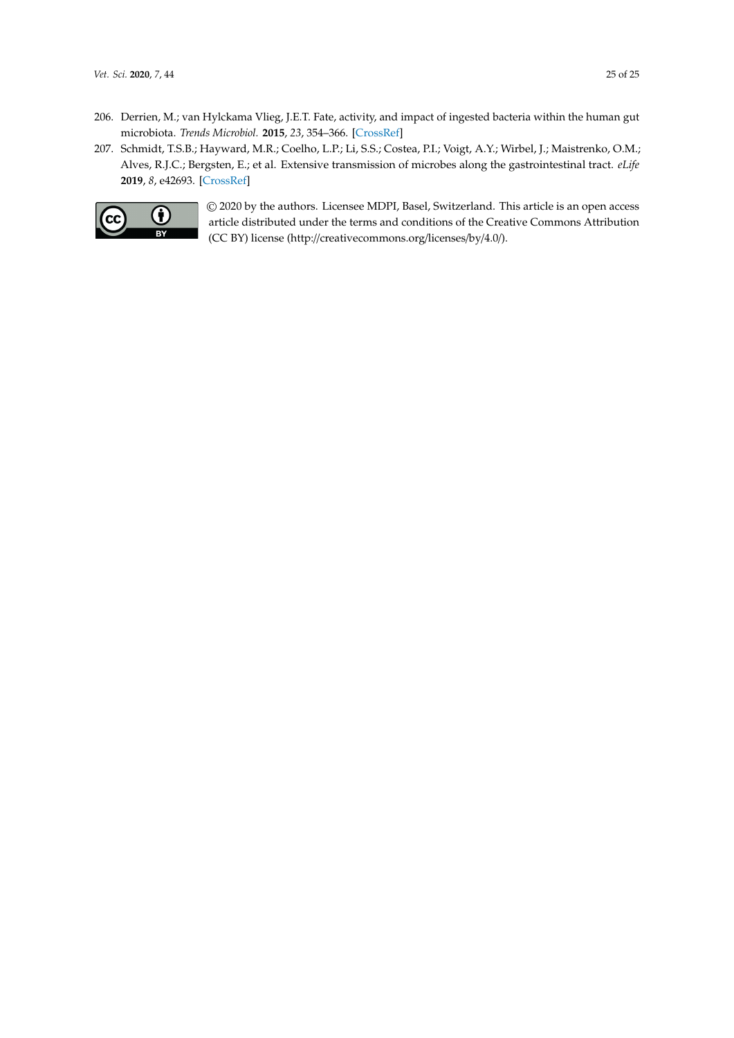206. Derrien, M.; van Hylckama Vlieg, J.E.T. Fate, activity, and impact of ingested bacteria within the human gut microbiota. *Trends Microbiol.* **2015**, *23*, 354–366. [CrossRef]
207. Schmidt, T.S.B.; Hayward, M.R.; Coelho, L.P.; Li, S.S.; Costea, P.I.; Voigt, A.Y.; Wirbel, J.; Maistrenko, O.M.; Alves, R.J.C.; Bergsten, E.; et al. Extensive transmission of microbes along the gastrointestinal tract. *eLife* **2019**, *8*, e42693. [CrossRef]

© 2020 by the authors. Licensee MDPI, Basel, Switzerland. This article is an open access article distributed under the terms and conditions of the Creative Commons Attribution (CC BY) license (http://creativecommons.org/licenses/by/4.0/).